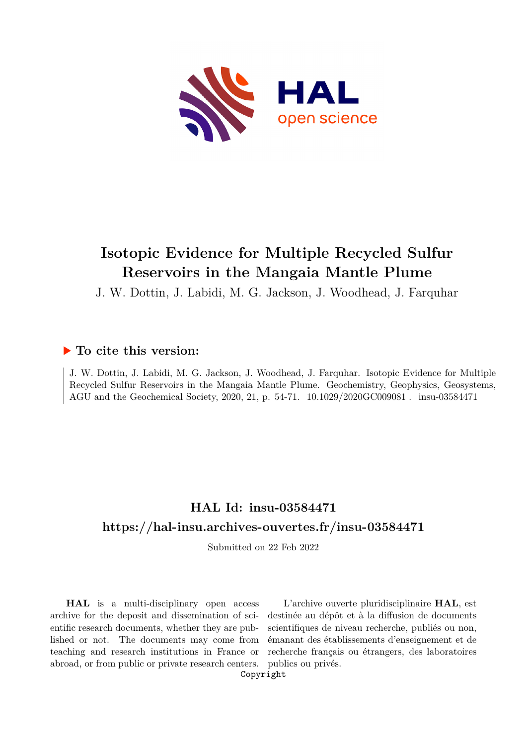# Isotopic Evidence for Multiple Recycled Sulfur Reservoirs in the Mangaia Mantle Plume

J. W. Dottin, J. Labidi, M. G. Jackson, J. Woodhead, J. Farquhar

## ▶ To cite this version:

J. W. Dottin, J. Labidi, M. G. Jackson, J. Woodhead, J. Farquhar. Isotopic Evidence for Multiple Recycled Sulfur Reservoirs in the Mangaia Mantle Plume. Geochemistry, Geophysics, Geosystems, AGU and the Geochemical Society, 2020, 21, p. 54-71. 10.1029/2020GC009081. insu-03584471

## HAL Id: insu-03584471

## https://hal-insu.archives-ouvertes.fr/insu-03584471

Submitted on 22 Feb 2022

**HAL** is a multi-disciplinary open access archive for the deposit and dissemination of scientific research documents, whether they are published or not. The documents may come from teaching and research institutions in France or abroad, or from public or private research centers.

L'archive ouverte pluridisciplinaire **HAL**, est destinée au dépôt et à la diffusion de documents scientifiques de niveau recherche, publiés ou non, émanant des établissements d'enseignement et de recherche français ou étrangers, des laboratoires publics ou privés.

Copyright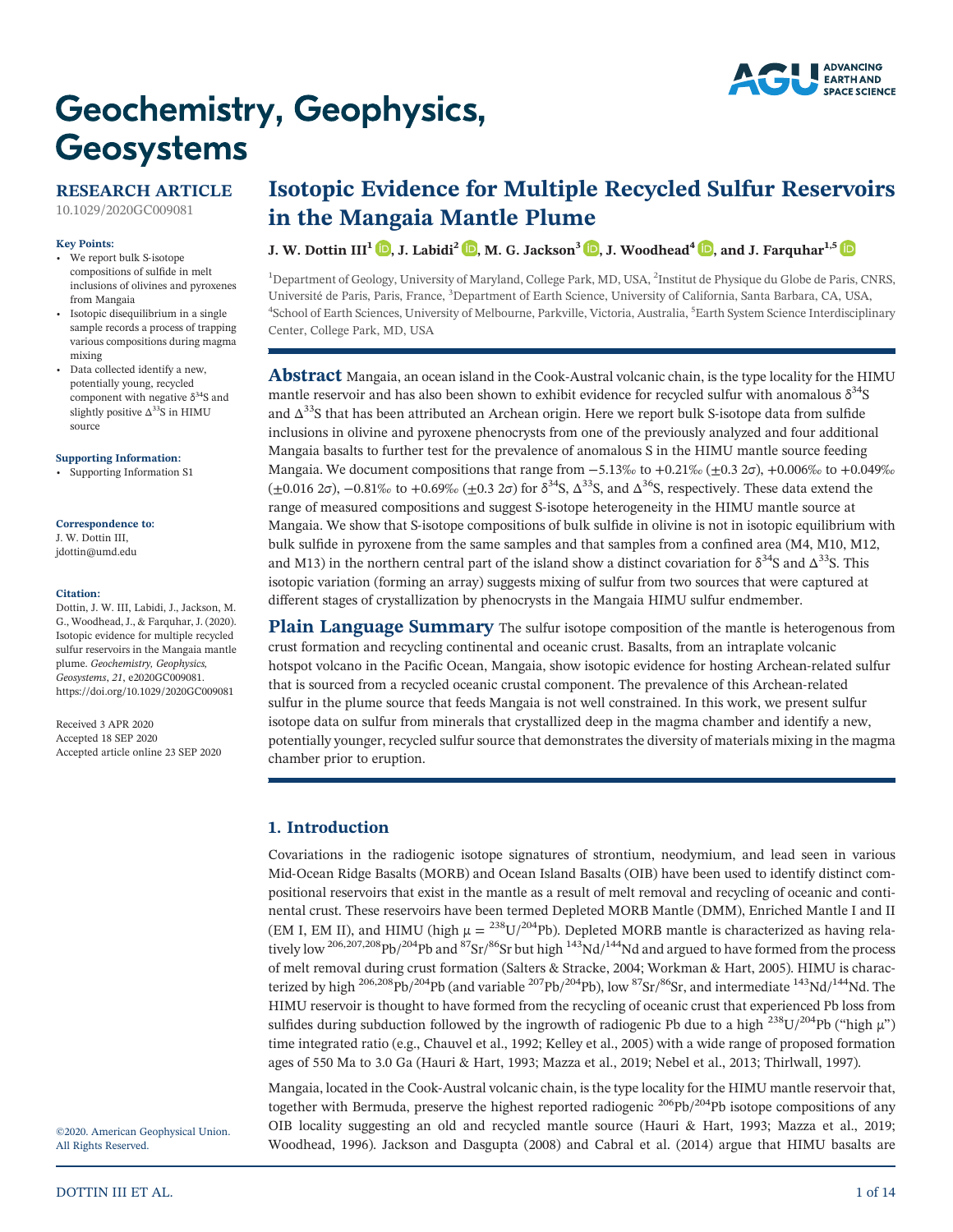# Geochemistry, Geophysics, Geosystems

**RESEARCH ARTICLE**

10.1029/2020GC009081

**Key Points:**

- We report bulk S-isotope compositions of sulfide in melt inclusions of olivines and pyroxenes from Mangaia
- Isotopic disequilibrium in a single sample records a process of trapping various compositions during magma mixing
- Data collected identify a new, potentially young, recycled component with negative $\delta^{34}S$ and slightly positive $\Delta^{33}S$ in HIMU source

**Supporting Information:**

- Supporting Information S1

**Correspondence to:**

J. W. Dottin III,
jdottin@umd.edu

**Citation:**

Dottin, J. W. III, Labidi, J., Jackson, M. G., Woodhead, J., & Farquhar, J. (2020). Isotopic evidence for multiple recycled sulfur reservoirs in the Mangaia mantle plume. *Geochemistry, Geophysics, Geosystems*, *21*, e2020GC009081. https://doi.org/10.1029/2020GC009081

Received 3 APR 2020
Accepted 18 SEP 2020
Accepted article online 23 SEP 2020

©2020. American Geophysical Union. All Rights Reserved.

# Isotopic Evidence for Multiple Recycled Sulfur Reservoirs in the Mangaia Mantle Plume

**J. W. Dottin III[1], J. Labidi[2], M. G. Jackson[3], J. Woodhead[4], and J. Farquhar[1,5]**

[1]Department of Geology, University of Maryland, College Park, MD, USA, [2]Institut de Physique du Globe de Paris, CNRS, Université de Paris, Paris, France, [3]Department of Earth Science, University of California, Santa Barbara, CA, USA, [4]School of Earth Sciences, University of Melbourne, Parkville, Victoria, Australia, [5]Earth System Science Interdisciplinary Center, College Park, MD, USA

**Abstract** Mangaia, an ocean island in the Cook-Austral volcanic chain, is the type locality for the HIMU mantle reservoir and has also been shown to exhibit evidence for recycled sulfur with anomalous $\delta^{34}S$ and $\Delta^{33}S$ that has been attributed an Archean origin. Here we report bulk S-isotope data from sulfide inclusions in olivine and pyroxene phenocrysts from one of the previously analyzed and four additional Mangaia basalts to further test for the prevalence of anomalous S in the HIMU mantle source feeding Mangaia. We document compositions that range from −5.13‰ to +0.21‰ (±0.3 2σ), +0.006‰ to +0.049‰ (±0.016 2σ), −0.81‰ to +0.69‰ (±0.3 2σ) for $\delta^{34}S$, $\Delta^{33}S$, and $\Delta^{36}S$, respectively. These data extend the range of measured compositions and suggest S-isotope heterogeneity in the HIMU mantle source at Mangaia. We show that S-isotope compositions of bulk sulfide in olivine is not in isotopic equilibrium with bulk sulfide in pyroxene from the same samples and that samples from a confined area (M4, M10, M12, and M13) in the northern central part of the island show a distinct covariation for $\delta^{34}S$ and $\Delta^{33}S$. This isotopic variation (forming an array) suggests mixing of sulfur from two sources that were captured at different stages of crystallization by phenocrysts in the Mangaia HIMU sulfur endmember.

**Plain Language Summary** The sulfur isotope composition of the mantle is heterogenous from crust formation and recycling continental and oceanic crust. Basalts, from an intraplate volcanic hotspot volcano in the Pacific Ocean, Mangaia, show isotopic evidence for hosting Archean-related sulfur that is sourced from a recycled oceanic crustal component. The prevalence of this Archean-related sulfur in the plume source that feeds Mangaia is not well constrained. In this work, we present sulfur isotope data on sulfur from minerals that crystallized deep in the magma chamber and identify a new, potentially younger, recycled sulfur source that demonstrates the diversity of materials mixing in the magma chamber prior to eruption.

## 1. Introduction

Covariations in the radiogenic isotope signatures of strontium, neodymium, and lead seen in various Mid-Ocean Ridge Basalts (MORB) and Ocean Island Basalts (OIB) have been used to identify distinct compositional reservoirs that exist in the mantle as a result of melt removal and recycling of oceanic and continental crust. These reservoirs have been termed Depleted MORB Mantle (DMM), Enriched Mantle I and II (EM I, EM II), and HIMU (high $\mu = {}^{238}U/{}^{204}Pb$). Depleted MORB mantle is characterized as having relatively low ${}^{206,207,208}Pb/{}^{204}Pb$ and ${}^{87}Sr/{}^{86}Sr$ but high ${}^{143}Nd/{}^{144}Nd$ and argued to have formed from the process of melt removal during crust formation (Salters & Stracke, 2004; Workman & Hart, 2005). HIMU is characterized by high ${}^{206,208}Pb/{}^{204}Pb$ (and variable ${}^{207}Pb/{}^{204}Pb$), low ${}^{87}Sr/{}^{86}Sr$, and intermediate ${}^{143}Nd/{}^{144}Nd$. The HIMU reservoir is thought to have formed from the recycling of oceanic crust that experienced Pb loss from sulfides during subduction followed by the ingrowth of radiogenic Pb due to a high ${}^{238}U/{}^{204}Pb$ ("high μ") time integrated ratio (e.g., Chauvel et al., 1992; Kelley et al., 2005) with a wide range of proposed formation ages of 550 Ma to 3.0 Ga (Hauri & Hart, 1993; Mazza et al., 2019; Nebel et al., 2013; Thirlwall, 1997).

Mangaia, located in the Cook-Austral volcanic chain, is the type locality for the HIMU mantle reservoir that, together with Bermuda, preserve the highest reported radiogenic ${}^{206}Pb/{}^{204}Pb$ isotope compositions of any OIB locality suggesting an old and recycled mantle source (Hauri & Hart, 1993; Mazza et al., 2019; Woodhead, 1996). Jackson and Dasgupta (2008) and Cabral et al. (2014) argue that HIMU basalts are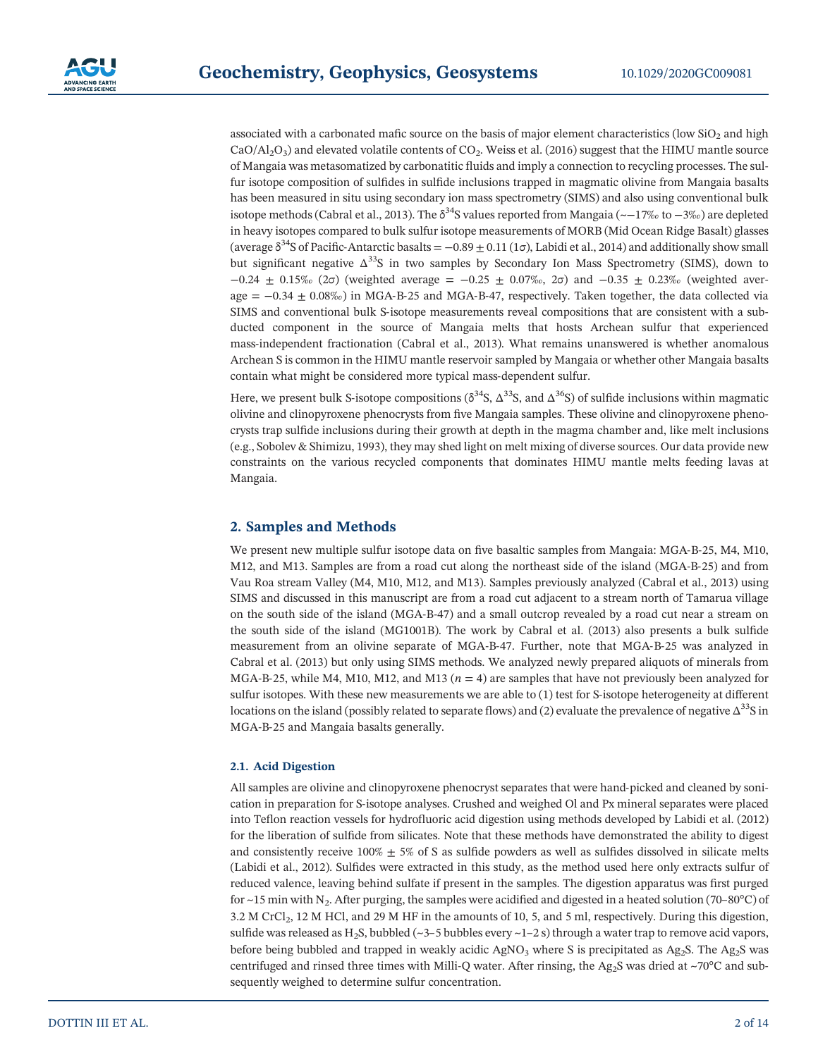associated with a carbonated mafic source on the basis of major element characteristics (low $SiO_2$ and high $CaO/Al_2O_3$) and elevated volatile contents of $CO_2$. Weiss et al. (2016) suggest that the HIMU mantle source of Mangaia was metasomatized by carbonatitic fluids and imply a connection to recycling processes. The sulfur isotope composition of sulfides in sulfide inclusions trapped in magmatic olivine from Mangaia basalts has been measured in situ using secondary ion mass spectrometry (SIMS) and also using conventional bulk isotope methods (Cabral et al., 2013). The $\delta^{34}S$ values reported from Mangaia (~−17‰ to −3‰) are depleted in heavy isotopes compared to bulk sulfur isotope measurements of MORB (Mid Ocean Ridge Basalt) glasses (average $\delta^{34}S$ of Pacific-Antarctic basalts = $-0.89 \pm 0.11$ (1σ), Labidi et al., 2014) and additionally show small but significant negative $\Delta^{33}S$ in two samples by Secondary Ion Mass Spectrometry (SIMS), down to $-0.24 \pm 0.15$‰ (2σ) (weighted average = $-0.25 \pm 0.07$‰, 2σ) and $-0.35 \pm 0.23$‰ (weighted average = $-0.34 \pm 0.08$‰) in MGA-B-25 and MGA-B-47, respectively. Taken together, the data collected via SIMS and conventional bulk S-isotope measurements reveal compositions that are consistent with a subducted component in the source of Mangaia melts that hosts Archean sulfur that experienced mass-independent fractionation (Cabral et al., 2013). What remains unanswered is whether anomalous Archean S is common in the HIMU mantle reservoir sampled by Mangaia or whether other Mangaia basalts contain what might be considered more typical mass-dependent sulfur.

Here, we present bulk S-isotope compositions ($\delta^{34}S$, $\Delta^{33}S$, and $\Delta^{36}S$) of sulfide inclusions within magmatic olivine and clinopyroxene phenocrysts from five Mangaia samples. These olivine and clinopyroxene phenocrysts trap sulfide inclusions during their growth at depth in the magma chamber and, like melt inclusions (e.g., Sobolev & Shimizu, 1993), they may shed light on melt mixing of diverse sources. Our data provide new constraints on the various recycled components that dominates HIMU mantle melts feeding lavas at Mangaia.

## 2. Samples and Methods

We present new multiple sulfur isotope data on five basaltic samples from Mangaia: MGA-B-25, M4, M10, M12, and M13. Samples are from a road cut along the northeast side of the island (MGA-B-25) and from Vau Roa stream Valley (M4, M10, M12, and M13). Samples previously analyzed (Cabral et al., 2013) using SIMS and discussed in this manuscript are from a road cut adjacent to a stream north of Tamarua village on the south side of the island (MGA-B-47) and a small outcrop revealed by a road cut near a stream on the south side of the island (MG1001B). The work by Cabral et al. (2013) also presents a bulk sulfide measurement from an olivine separate of MGA-B-47. Further, note that MGA-B-25 was analyzed in Cabral et al. (2013) but only using SIMS methods. We analyzed newly prepared aliquots of minerals from MGA-B-25, while M4, M10, M12, and M13 ($n = 4$) are samples that have not previously been analyzed for sulfur isotopes. With these new measurements we are able to (1) test for S-isotope heterogeneity at different locations on the island (possibly related to separate flows) and (2) evaluate the prevalence of negative $\Delta^{33}S$ in MGA-B-25 and Mangaia basalts generally.

### 2.1. Acid Digestion

All samples are olivine and clinopyroxene phenocryst separates that were hand-picked and cleaned by sonication in preparation for S-isotope analyses. Crushed and weighed Ol and Px mineral separates were placed into Teflon reaction vessels for hydrofluoric acid digestion using methods developed by Labidi et al. (2012) for the liberation of sulfide from silicates. Note that these methods have demonstrated the ability to digest and consistently receive 100% ± 5% of S as sulfide powders as well as sulfides dissolved in silicate melts (Labidi et al., 2012). Sulfides were extracted in this study, as the method used here only extracts sulfur of reduced valence, leaving behind sulfate if present in the samples. The digestion apparatus was first purged for ~15 min with $N_2$. After purging, the samples were acidified and digested in a heated solution (70–80°C) of 3.2 M $CrCl_2$, 12 M HCl, and 29 M HF in the amounts of 10, 5, and 5 ml, respectively. During this digestion, sulfide was released as $H_2S$, bubbled (~3–5 bubbles every ~1–2 s) through a water trap to remove acid vapors, before being bubbled and trapped in weakly acidic $AgNO_3$ where S is precipitated as $Ag_2S$. The $Ag_2S$ was centrifuged and rinsed three times with Milli-Q water. After rinsing, the $Ag_2S$ was dried at ~70°C and subsequently weighed to determine sulfur concentration.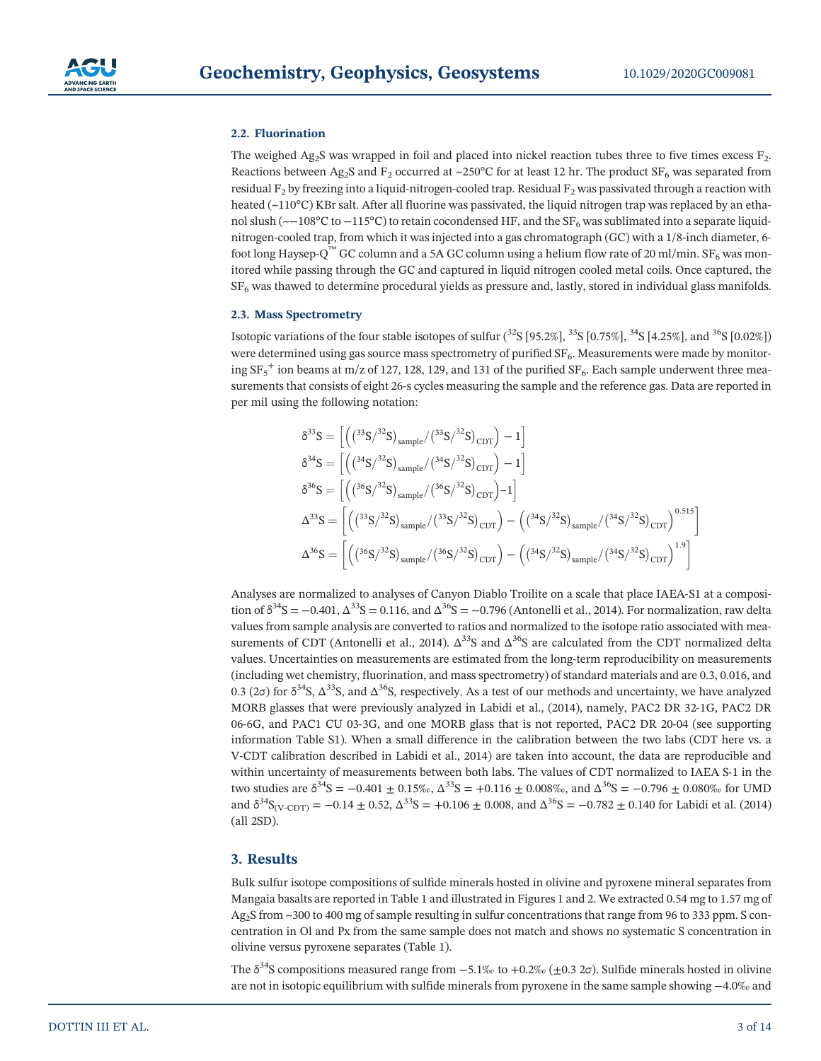### 2.2. Fluorination

The weighed $Ag_2S$ was wrapped in foil and placed into nickel reaction tubes three to five times excess $F_2$. Reactions between $Ag_2S$ and $F_2$ occurred at ~250°C for at least 12 hr. The product $SF_6$ was separated from residual $F_2$ by freezing into a liquid-nitrogen-cooled trap. Residual $F_2$ was passivated through a reaction with heated (~110°C) KBr salt. After all fluorine was passivated, the liquid nitrogen trap was replaced by an ethanol slush (~−108°C to −115°C) to retain cocondensed HF, and the $SF_6$ was sublimated into a separate liquid-nitrogen-cooled trap, from which it was injected into a gas chromatograph (GC) with a 1/8-inch diameter, 6-foot long Haysep-Q™ GC column and a 5A GC column using a helium flow rate of 20 ml/min. $SF_6$ was monitored while passing through the GC and captured in liquid nitrogen cooled metal coils. Once captured, the $SF_6$ was thawed to determine procedural yields as pressure and, lastly, stored in individual glass manifolds.

### 2.3. Mass Spectrometry

Isotopic variations of the four stable isotopes of sulfur ($^{32}S$ [95.2%], $^{33}S$ [0.75%], $^{34}S$ [4.25%], and $^{36}S$ [0.02%]) were determined using gas source mass spectrometry of purified $SF_6$. Measurements were made by monitoring $SF_5^+$ ion beams at m/z of 127, 128, 129, and 131 of the purified $SF_6$. Each sample underwent three measurements that consists of eight 26-s cycles measuring the sample and the reference gas. Data are reported in per mil using the following notation:

$$\delta^{33}S = \left[\left(\left(^{33}S/^{32}S\right)_{sample}/\left(^{33}S/^{32}S\right)_{CDT}\right) - 1\right]$$

$$\delta^{34}S = \left[\left(\left(^{34}S/^{32}S\right)_{sample}/\left(^{34}S/^{32}S\right)_{CDT}\right) - 1\right]$$

$$\delta^{36}S = \left[\left(\left(^{36}S/^{32}S\right)_{sample}/\left(^{36}S/^{32}S\right)_{CDT}\right) - 1\right]$$

$$\Delta^{33}S = \left[\left(\left(^{33}S/^{32}S\right)_{sample}/\left(^{33}S/^{32}S\right)_{CDT}\right) - \left(\left(^{34}S/^{32}S\right)_{sample}/\left(^{34}S/^{32}S\right)_{CDT}\right)^{0.515}\right]$$

$$\Delta^{36}S = \left[\left(\left(^{36}S/^{32}S\right)_{sample}/\left(^{36}S/^{32}S\right)_{CDT}\right) - \left(\left(^{34}S/^{32}S\right)_{sample}/\left(^{34}S/^{32}S\right)_{CDT}\right)^{1.9}\right]$$

Analyses are normalized to analyses of Canyon Diablo Troilite on a scale that place IAEA-S1 at a composition of $\delta^{34}S = -0.401$, $\Delta^{33}S = 0.116$, and $\Delta^{36}S = -0.796$ (Antonelli et al., 2014). For normalization, raw delta values from sample analysis are converted to ratios and normalized to the isotope ratio associated with measurements of CDT (Antonelli et al., 2014). $\Delta^{33}S$ and $\Delta^{36}S$ are calculated from the CDT normalized delta values. Uncertainties on measurements are estimated from the long-term reproducibility on measurements (including wet chemistry, fluorination, and mass spectrometry) of standard materials and are 0.3, 0.016, and 0.3 (2σ) for $\delta^{34}S$, $\Delta^{33}S$, and $\Delta^{36}S$, respectively. As a test of our methods and uncertainty, we have analyzed MORB glasses that were previously analyzed in Labidi et al., (2014), namely, PAC2 DR 32-1G, PAC2 DR 06-6G, and PAC1 CU 03-3G, and one MORB glass that is not reported, PAC2 DR 20-04 (see supporting information Table S1). When a small difference in the calibration between the two labs (CDT here vs. a V-CDT calibration described in Labidi et al., 2014) are taken into account, the data are reproducible and within uncertainty of measurements between both labs. The values of CDT normalized to IAEA S-1 in the two studies are $\delta^{34}S = -0.401 \pm 0.15$‰, $\Delta^{33}S = +0.116 \pm 0.008$‰, and $\Delta^{36}S = -0.796 \pm 0.080$‰ for UMD and $\delta^{34}S_{(V\text{-}CDT)} = -0.14 \pm 0.52$, $\Delta^{33}S = +0.106 \pm 0.008$, and $\Delta^{36}S = -0.782 \pm 0.140$ for Labidi et al. (2014) (all 2SD).

## 3. Results

Bulk sulfur isotope compositions of sulfide minerals hosted in olivine and pyroxene mineral separates from Mangaia basalts are reported in Table 1 and illustrated in Figures 1 and 2. We extracted 0.54 mg to 1.57 mg of $Ag_2S$ from ~300 to 400 mg of sample resulting in sulfur concentrations that range from 96 to 333 ppm. S concentration in Ol and Px from the same sample does not match and shows no systematic S concentration in olivine versus pyroxene separates (Table 1).

The $\delta^{34}S$ compositions measured range from −5.1‰ to +0.2‰ (±0.3 2σ). Sulfide minerals hosted in olivine are not in isotopic equilibrium with sulfide minerals from pyroxene in the same sample showing −4.0‰ and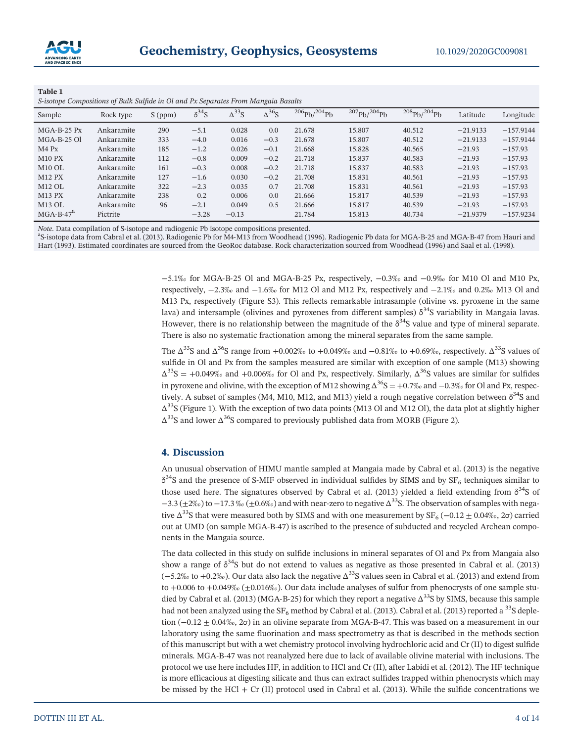**Table 1**

*S-isotope Compositions of Bulk Sulfide in Ol and Px Separates From Mangaia Basalts*

| Sample | Rock type | S (ppm) | $\delta^{34}$S | $\Delta^{33}$S | $\Delta^{36}$S | $^{206}$Pb/$^{204}$Pb | $^{207}$Pb/$^{204}$Pb | $^{208}$Pb/$^{204}$Pb | Latitude | Longitude |
|---|---|---|---|---|---|---|---|---|---|---|
| MGA-B-25 Px | Ankaramite | 290 | −5.1 | 0.028 | 0.0 | 21.678 | 15.807 | 40.512 | −21.9133 | −157.9144 |
| MGA-B-25 Ol | Ankaramite | 333 | −4.0 | 0.016 | −0.3 | 21.678 | 15.807 | 40.512 | −21.9133 | −157.9144 |
| M4 Px | Ankaramite | 185 | −1.2 | 0.026 | −0.1 | 21.668 | 15.828 | 40.565 | −21.93 | −157.93 |
| M10 PX | Ankaramite | 112 | −0.8 | 0.009 | −0.2 | 21.718 | 15.837 | 40.583 | −21.93 | −157.93 |
| M10 OL | Ankaramite | 161 | −0.3 | 0.008 | −0.2 | 21.718 | 15.837 | 40.583 | −21.93 | −157.93 |
| M12 PX | Ankaramite | 127 | −1.6 | 0.030 | −0.2 | 21.708 | 15.831 | 40.561 | −21.93 | −157.93 |
| M12 OL | Ankaramite | 322 | −2.3 | 0.035 | 0.7 | 21.708 | 15.831 | 40.561 | −21.93 | −157.93 |
| M13 PX | Ankaramite | 238 | 0.2 | 0.006 | 0.0 | 21.666 | 15.817 | 40.539 | −21.93 | −157.93 |
| M13 OL | Ankaramite | 96 | −2.1 | 0.049 | 0.5 | 21.666 | 15.817 | 40.539 | −21.93 | −157.93 |
| MGA-B-47[a] | Pictrite | | −3.28 | −0.13 | | 21.784 | 15.813 | 40.734 | −21.9379 | −157.9234 |

*Note*. Data compilation of S-isotope and radiogenic Pb isotope compositions presented.
[a]S-isotope data from Cabral et al. (2013). Radiogenic Pb for M4-M13 from Woodhead (1996). Radiogenic Pb data for MGA-B-25 and MGA-B-47 from Hauri and Hart (1993). Estimated coordinates are sourced from the GeoRoc database. Rock characterization sourced from Woodhead (1996) and Saal et al. (1998).

−5.1‰ for MGA-B-25 Ol and MGA-B-25 Px, respectively, −0.3‰ and −0.9‰ for M10 Ol and M10 Px, respectively, −2.3‰ and −1.6‰ for M12 Ol and M12 Px, respectively and −2.1‰ and 0.2‰ M13 Ol and M13 Px, respectively (Figure S3). This reflects remarkable intrasample (olivine vs. pyroxene in the same lava) and intersample (olivines and pyroxenes from different samples) $\delta^{34}$S variability in Mangaia lavas. However, there is no relationship between the magnitude of the $\delta^{34}$S value and type of mineral separate. There is also no systematic fractionation among the mineral separates from the same sample.

The $\Delta^{33}$S and $\Delta^{36}$S range from +0.002‰ to +0.049‰ and −0.81‰ to +0.69‰, respectively. $\Delta^{33}$S values of sulfide in Ol and Px from the samples measured are similar with exception of one sample (M13) showing $\Delta^{33}$S = +0.049‰ and +0.006‰ for Ol and Px, respectively. Similarly, $\Delta^{36}$S values are similar for sulfides in pyroxene and olivine, with the exception of M12 showing $\Delta^{36}$S = +0.7‰ and −0.3‰ for Ol and Px, respectively. A subset of samples (M4, M10, M12, and M13) yield a rough negative correlation between $\delta^{34}$S and $\Delta^{33}$S (Figure 1). With the exception of two data points (M13 Ol and M12 Ol), the data plot at slightly higher $\Delta^{33}$S and lower $\Delta^{36}$S compared to previously published data from MORB (Figure 2).

## 4. Discussion

An unusual observation of HIMU mantle sampled at Mangaia made by Cabral et al. (2013) is the negative $\delta^{34}$S and the presence of S-MIF observed in individual sulfides by SIMS and by $SF_6$ techniques similar to those used here. The signatures observed by Cabral et al. (2013) yielded a field extending from $\delta^{34}$S of −3.3 (±2‰) to −17.3 ‰ (±0.6‰) and with near-zero to negative $\Delta^{33}$S. The observation of samples with negative $\Delta^{33}$S that were measured both by SIMS and with one measurement by $SF_6$ (−0.12 ± 0.04‰, 2σ) carried out at UMD (on sample MGA-B-47) is ascribed to the presence of subducted and recycled Archean components in the Mangaia source.

The data collected in this study on sulfide inclusions in mineral separates of Ol and Px from Mangaia also show a range of $\delta^{34}$S but do not extend to values as negative as those presented in Cabral et al. (2013) (−5.2‰ to +0.2‰). Our data also lack the negative $\Delta^{33}$S values seen in Cabral et al. (2013) and extend from to +0.006 to +0.049‰ (±0.016‰). Our data include analyses of sulfur from phenocrysts of one sample studied by Cabral et al. (2013) (MGA-B-25) for which they report a negative $\Delta^{33}$S by SIMS, because this sample had not been analyzed using the $SF_6$ method by Cabral et al. (2013). Cabral et al. (2013) reported a $^{33}$S depletion (−0.12 ± 0.04‰, 2σ) in an olivine separate from MGA-B-47. This was based on a measurement in our laboratory using the same fluorination and mass spectrometry as that is described in the methods section of this manuscript but with a wet chemistry protocol involving hydrochloric acid and Cr (II) to digest sulfide minerals. MGA-B-47 was not reanalyzed here due to lack of available olivine material with inclusions. The protocol we use here includes HF, in addition to HCl and Cr (II), after Labidi et al. (2012). The HF technique is more efficacious at digesting silicate and thus can extract sulfides trapped within phenocrysts which may be missed by the HCl + Cr (II) protocol used in Cabral et al. (2013). While the sulfide concentrations we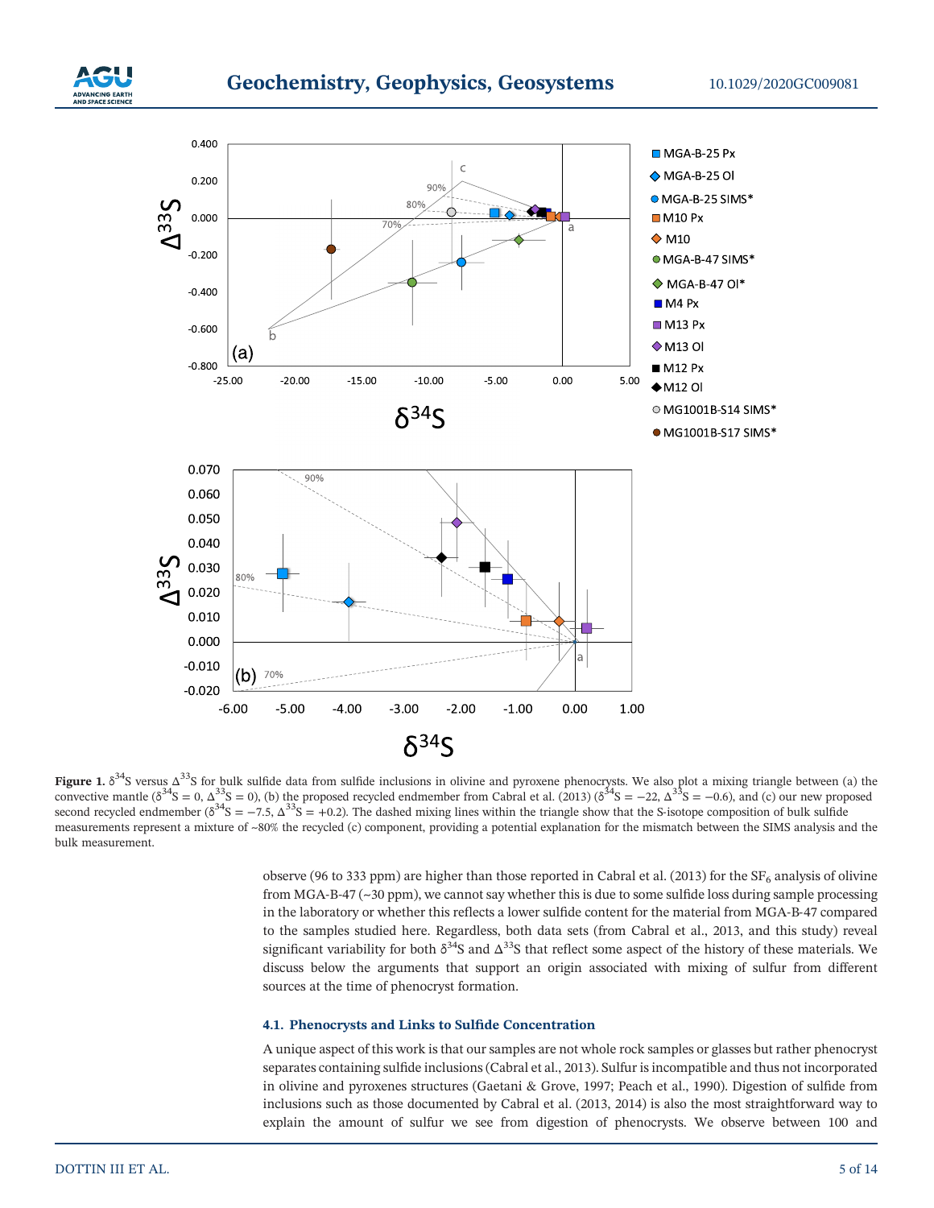**Figure 1.** $\delta^{34}$S versus $\Delta^{33}$S for bulk sulfide data from sulfide inclusions in olivine and pyroxene phenocrysts. We also plot a mixing triangle between (a) the convective mantle ($\delta^{34}$S = 0, $\Delta^{33}$S = 0), (b) the proposed recycled endmember from Cabral et al. (2013) ($\delta^{34}$S = −22, $\Delta^{33}$S = −0.6), and (c) our new proposed second recycled endmember ($\delta^{34}$S = −7.5, $\Delta^{33}$S = +0.2). The dashed mixing lines within the triangle show that the S-isotope composition of bulk sulfide measurements represent a mixture of ~80% the recycled (c) component, providing a potential explanation for the mismatch between the SIMS analysis and the bulk measurement.

observe (96 to 333 ppm) are higher than those reported in Cabral et al. (2013) for the $SF_6$ analysis of olivine from MGA-B-47 (~30 ppm), we cannot say whether this is due to some sulfide loss during sample processing in the laboratory or whether this reflects a lower sulfide content for the material from MGA-B-47 compared to the samples studied here. Regardless, both data sets (from Cabral et al., 2013, and this study) reveal significant variability for both $\delta^{34}$S and $\Delta^{33}$S that reflect some aspect of the history of these materials. We discuss below the arguments that support an origin associated with mixing of sulfur from different sources at the time of phenocryst formation.

### 4.1. Phenocrysts and Links to Sulfide Concentration

A unique aspect of this work is that our samples are not whole rock samples or glasses but rather phenocryst separates containing sulfide inclusions (Cabral et al., 2013). Sulfur is incompatible and thus not incorporated in olivine and pyroxenes structures (Gaetani & Grove, 1997; Peach et al., 1990). Digestion of sulfide from inclusions such as those documented by Cabral et al. (2013, 2014) is also the most straightforward way to explain the amount of sulfur we see from digestion of phenocrysts. We observe between 100 and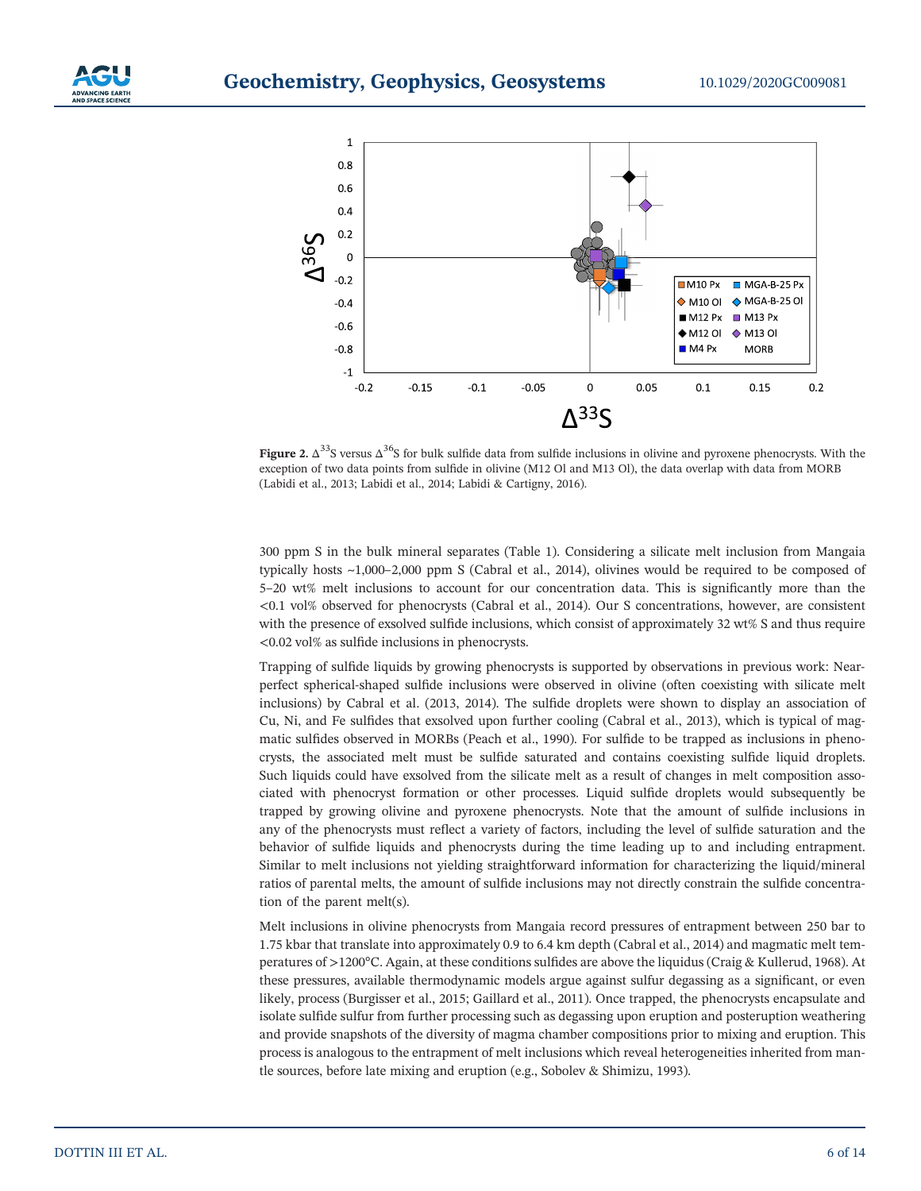**Figure 2.** $\Delta^{33}S$ versus $\Delta^{36}S$ for bulk sulfide data from sulfide inclusions in olivine and pyroxene phenocrysts. With the exception of two data points from sulfide in olivine (M12 Ol and M13 Ol), the data overlap with data from MORB (Labidi et al., 2013; Labidi et al., 2014; Labidi & Cartigny, 2016).

300 ppm S in the bulk mineral separates (Table 1). Considering a silicate melt inclusion from Mangaia typically hosts ~1,000–2,000 ppm S (Cabral et al., 2014), olivines would be required to be composed of 5–20 wt% melt inclusions to account for our concentration data. This is significantly more than the <0.1 vol% observed for phenocrysts (Cabral et al., 2014). Our S concentrations, however, are consistent with the presence of exsolved sulfide inclusions, which consist of approximately 32 wt% S and thus require <0.02 vol% as sulfide inclusions in phenocrysts.

Trapping of sulfide liquids by growing phenocrysts is supported by observations in previous work: Near-perfect spherical-shaped sulfide inclusions were observed in olivine (often coexisting with silicate melt inclusions) by Cabral et al. (2013, 2014). The sulfide droplets were shown to display an association of Cu, Ni, and Fe sulfides that exsolved upon further cooling (Cabral et al., 2013), which is typical of magmatic sulfides observed in MORBs (Peach et al., 1990). For sulfide to be trapped as inclusions in phenocrysts, the associated melt must be sulfide saturated and contains coexisting sulfide liquid droplets. Such liquids could have exsolved from the silicate melt as a result of changes in melt composition associated with phenocryst formation or other processes. Liquid sulfide droplets would subsequently be trapped by growing olivine and pyroxene phenocrysts. Note that the amount of sulfide inclusions in any of the phenocrysts must reflect a variety of factors, including the level of sulfide saturation and the behavior of sulfide liquids and phenocrysts during the time leading up to and including entrapment. Similar to melt inclusions not yielding straightforward information for characterizing the liquid/mineral ratios of parental melts, the amount of sulfide inclusions may not directly constrain the sulfide concentration of the parent melt(s).

Melt inclusions in olivine phenocrysts from Mangaia record pressures of entrapment between 250 bar to 1.75 kbar that translate into approximately 0.9 to 6.4 km depth (Cabral et al., 2014) and magmatic melt temperatures of >1200°C. Again, at these conditions sulfides are above the liquidus (Craig & Kullerud, 1968). At these pressures, available thermodynamic models argue against sulfur degassing as a significant, or even likely, process (Burgisser et al., 2015; Gaillard et al., 2011). Once trapped, the phenocrysts encapsulate and isolate sulfide sulfur from further processing such as degassing upon eruption and posteruption weathering and provide snapshots of the diversity of magma chamber compositions prior to mixing and eruption. This process is analogous to the entrapment of melt inclusions which reveal heterogeneities inherited from mantle sources, before late mixing and eruption (e.g., Sobolev & Shimizu, 1993).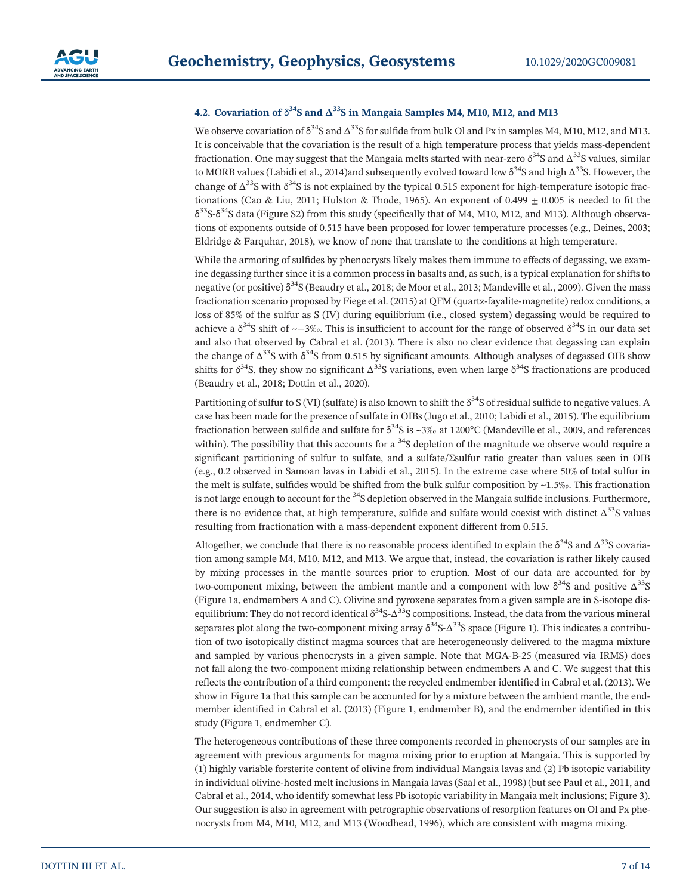### 4.2. Covariation of $\delta^{34}S$ and $\Delta^{33}S$ in Mangaia Samples M4, M10, M12, and M13

We observe covariation of $\delta^{34}S$ and $\Delta^{33}S$ for sulfide from bulk Ol and Px in samples M4, M10, M12, and M13. It is conceivable that the covariation is the result of a high temperature process that yields mass-dependent fractionation. One may suggest that the Mangaia melts started with near-zero $\delta^{34}S$ and $\Delta^{33}S$ values, similar to MORB values (Labidi et al., 2014)and subsequently evolved toward low $\delta^{34}S$ and high $\Delta^{33}S$. However, the change of $\Delta^{33}S$ with $\delta^{34}S$ is not explained by the typical 0.515 exponent for high-temperature isotopic fractionations (Cao & Liu, 2011; Hulston & Thode, 1965). An exponent of $0.499 \pm 0.005$ is needed to fit the $\delta^{33}S$-$\delta^{34}S$ data (Figure S2) from this study (specifically that of M4, M10, M12, and M13). Although observations of exponents outside of 0.515 have been proposed for lower temperature processes (e.g., Deines, 2003; Eldridge & Farquhar, 2018), we know of none that translate to the conditions at high temperature.

While the armoring of sulfides by phenocrysts likely makes them immune to effects of degassing, we examine degassing further since it is a common process in basalts and, as such, is a typical explanation for shifts to negative (or positive) $\delta^{34}S$ (Beaudry et al., 2018; de Moor et al., 2013; Mandeville et al., 2009). Given the mass fractionation scenario proposed by Fiege et al. (2015) at QFM (quartz-fayalite-magnetite) redox conditions, a loss of 85% of the sulfur as S (IV) during equilibrium (i.e., closed system) degassing would be required to achieve a $\delta^{34}S$ shift of ~−3‰. This is insufficient to account for the range of observed $\delta^{34}S$ in our data set and also that observed by Cabral et al. (2013). There is also no clear evidence that degassing can explain the change of $\Delta^{33}S$ with $\delta^{34}S$ from 0.515 by significant amounts. Although analyses of degassed OIB show shifts for $\delta^{34}S$, they show no significant $\Delta^{33}S$ variations, even when large $\delta^{34}S$ fractionations are produced (Beaudry et al., 2018; Dottin et al., 2020).

Partitioning of sulfur to S (VI) (sulfate) is also known to shift the $\delta^{34}S$ of residual sulfide to negative values. A case has been made for the presence of sulfate in OIBs (Jugo et al., 2010; Labidi et al., 2015). The equilibrium fractionation between sulfide and sulfate for $\delta^{34}S$ is ~3‰ at 1200°C (Mandeville et al., 2009, and references within). The possibility that this accounts for a $^{34}S$ depletion of the magnitude we observe would require a significant partitioning of sulfur to sulfate, and a sulfate/Σsulfur ratio greater than values seen in OIB (e.g., 0.2 observed in Samoan lavas in Labidi et al., 2015). In the extreme case where 50% of total sulfur in the melt is sulfate, sulfides would be shifted from the bulk sulfur composition by ~1.5‰. This fractionation is not large enough to account for the $^{34}S$ depletion observed in the Mangaia sulfide inclusions. Furthermore, there is no evidence that, at high temperature, sulfide and sulfate would coexist with distinct $\Delta^{33}S$ values resulting from fractionation with a mass-dependent exponent different from 0.515.

Altogether, we conclude that there is no reasonable process identified to explain the $\delta^{34}S$ and $\Delta^{33}S$ covariation among sample M4, M10, M12, and M13. We argue that, instead, the covariation is rather likely caused by mixing processes in the mantle sources prior to eruption. Most of our data are accounted for by two-component mixing, between the ambient mantle and a component with low $\delta^{34}S$ and positive $\Delta^{33}S$ (Figure 1a, endmembers A and C). Olivine and pyroxene separates from a given sample are in S-isotope disequilibrium: They do not record identical $\delta^{34}S$-$\Delta^{33}S$ compositions. Instead, the data from the various mineral separates plot along the two-component mixing array $\delta^{34}S$-$\Delta^{33}S$ space (Figure 1). This indicates a contribution of two isotopically distinct magma sources that are heterogeneously delivered to the magma mixture and sampled by various phenocrysts in a given sample. Note that MGA-B-25 (measured via IRMS) does not fall along the two-component mixing relationship between endmembers A and C. We suggest that this reflects the contribution of a third component: the recycled endmember identified in Cabral et al. (2013). We show in Figure 1a that this sample can be accounted for by a mixture between the ambient mantle, the endmember identified in Cabral et al. (2013) (Figure 1, endmember B), and the endmember identified in this study (Figure 1, endmember C).

The heterogeneous contributions of these three components recorded in phenocrysts of our samples are in agreement with previous arguments for magma mixing prior to eruption at Mangaia. This is supported by (1) highly variable forsterite content of olivine from individual Mangaia lavas and (2) Pb isotopic variability in individual olivine-hosted melt inclusions in Mangaia lavas (Saal et al., 1998) (but see Paul et al., 2011, and Cabral et al., 2014, who identify somewhat less Pb isotopic variability in Mangaia melt inclusions; Figure 3). Our suggestion is also in agreement with petrographic observations of resorption features on Ol and Px phenocrysts from M4, M10, M12, and M13 (Woodhead, 1996), which are consistent with magma mixing.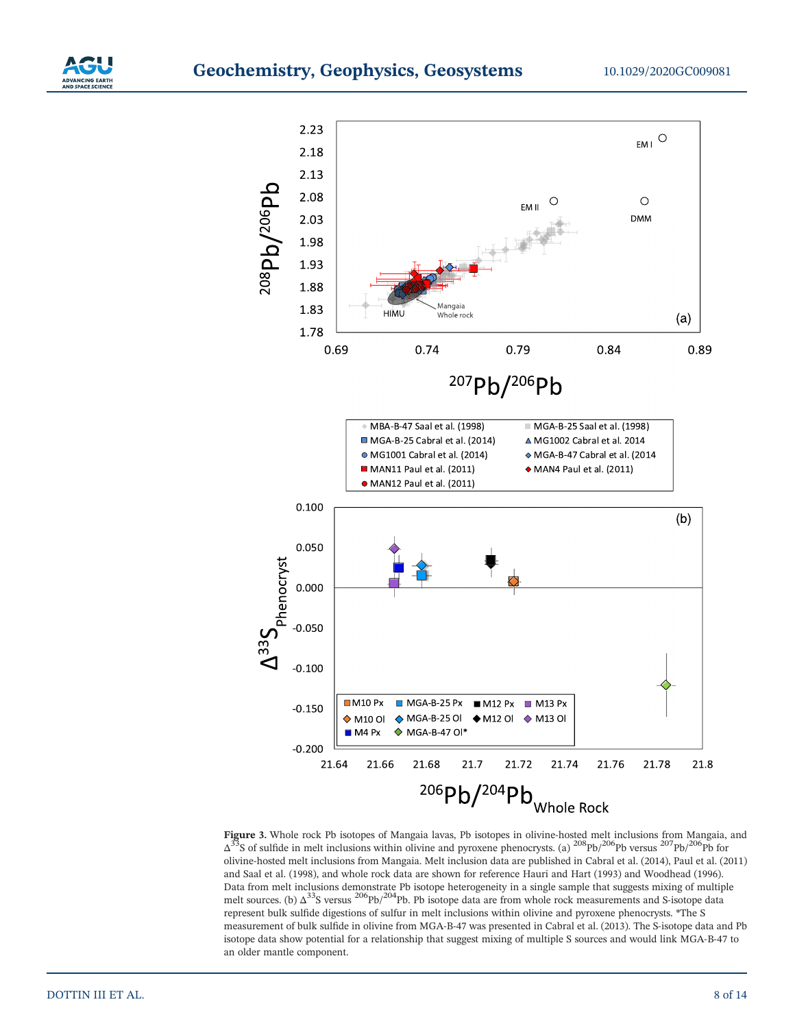**Figure 3.** Whole rock Pb isotopes of Mangaia lavas, Pb isotopes in olivine-hosted melt inclusions from Mangaia, and $\Delta^{33}S$ of sulfide in melt inclusions within olivine and pyroxene phenocrysts. (a) $^{208}Pb/^{206}Pb$ versus $^{207}Pb/^{206}Pb$ for olivine-hosted melt inclusions from Mangaia. Melt inclusion data are published in Cabral et al. (2014), Paul et al. (2011) and Saal et al. (1998), and whole rock data are shown for reference Hauri and Hart (1993) and Woodhead (1996). Data from melt inclusions demonstrate Pb isotope heterogeneity in a single sample that suggests mixing of multiple melt sources. (b) $\Delta^{33}S$ versus $^{206}Pb/^{204}Pb$. Pb isotope data are from whole rock measurements and S-isotope data represent bulk sulfide digestions of sulfur in melt inclusions within olivine and pyroxene phenocrysts. *The S measurement of bulk sulfide in olivine from MGA-B-47 was presented in Cabral et al. (2013). The S-isotope data and Pb isotope data show potential for a relationship that suggest mixing of multiple S sources and would link MGA-B-47 to an older mantle component.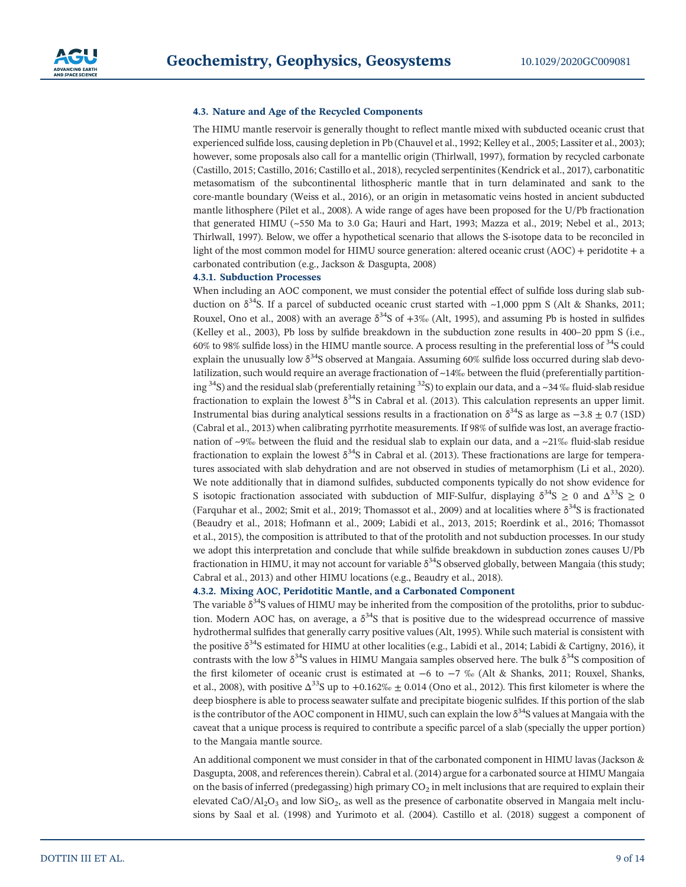### 4.3. Nature and Age of the Recycled Components

The HIMU mantle reservoir is generally thought to reflect mantle mixed with subducted oceanic crust that experienced sulfide loss, causing depletion in Pb (Chauvel et al., 1992; Kelley et al., 2005; Lassiter et al., 2003); however, some proposals also call for a mantellic origin (Thirlwall, 1997), formation by recycled carbonate (Castillo, 2015; Castillo, 2016; Castillo et al., 2018), recycled serpentinites (Kendrick et al., 2017), carbonatitic metasomatism of the subcontinental lithospheric mantle that in turn delaminated and sank to the core-mantle boundary (Weiss et al., 2016), or an origin in metasomatic veins hosted in ancient subducted mantle lithosphere (Pilet et al., 2008). A wide range of ages have been proposed for the U/Pb fractionation that generated HIMU (~550 Ma to 3.0 Ga; Hauri and Hart, 1993; Mazza et al., 2019; Nebel et al., 2013; Thirlwall, 1997). Below, we offer a hypothetical scenario that allows the S-isotope data to be reconciled in light of the most common model for HIMU source generation: altered oceanic crust (AOC) + peridotite + a carbonated contribution (e.g., Jackson & Dasgupta, 2008)

#### 4.3.1. Subduction Processes

When including an AOC component, we must consider the potential effect of sulfide loss during slab subduction on $\delta^{34}S$. If a parcel of subducted oceanic crust started with ~1,000 ppm S (Alt & Shanks, 2011; Rouxel, Ono et al., 2008) with an average $\delta^{34}S$ of +3‰ (Alt, 1995), and assuming Pb is hosted in sulfides (Kelley et al., 2003), Pb loss by sulfide breakdown in the subduction zone results in 400–20 ppm S (i.e., 60% to 98% sulfide loss) in the HIMU mantle source. A process resulting in the preferential loss of $^{34}S$ could explain the unusually low $\delta^{34}S$ observed at Mangaia. Assuming 60% sulfide loss occurred during slab devolatilization, such would require an average fractionation of ~14‰ between the fluid (preferentially partitioning $^{34}S$) and the residual slab (preferentially retaining $^{32}S$) to explain our data, and a ~34 ‰ fluid-slab residue fractionation to explain the lowest $\delta^{34}S$ in Cabral et al. (2013). This calculation represents an upper limit. Instrumental bias during analytical sessions results in a fractionation on $\delta^{34}S$ as large as $-3.8 \pm 0.7$ (1SD) (Cabral et al., 2013) when calibrating pyrrhotite measurements. If 98% of sulfide was lost, an average fractionation of ~9‰ between the fluid and the residual slab to explain our data, and a ~21‰ fluid-slab residue fractionation to explain the lowest $\delta^{34}S$ in Cabral et al. (2013). These fractionations are large for temperatures associated with slab dehydration and are not observed in studies of metamorphism (Li et al., 2020). We note additionally that in diamond sulfides, subducted components typically do not show evidence for S isotopic fractionation associated with subduction of MIF-Sulfur, displaying $\delta^{34}S \geq 0$ and $\Delta^{33}S \geq 0$ (Farquhar et al., 2002; Smit et al., 2019; Thomassot et al., 2009) and at localities where $\delta^{34}S$ is fractionated (Beaudry et al., 2018; Hofmann et al., 2009; Labidi et al., 2013, 2015; Roerdink et al., 2016; Thomassot et al., 2015), the composition is attributed to that of the protolith and not subduction processes. In our study we adopt this interpretation and conclude that while sulfide breakdown in subduction zones causes U/Pb fractionation in HIMU, it may not account for variable $\delta^{34}S$ observed globally, between Mangaia (this study; Cabral et al., 2013) and other HIMU locations (e.g., Beaudry et al., 2018).

#### 4.3.2. Mixing AOC, Peridotitic Mantle, and a Carbonated Component

The variable $\delta^{34}S$ values of HIMU may be inherited from the composition of the protoliths, prior to subduction. Modern AOC has, on average, a $\delta^{34}S$ that is positive due to the widespread occurrence of massive hydrothermal sulfides that generally carry positive values (Alt, 1995). While such material is consistent with the positive $\delta^{34}S$ estimated for HIMU at other localities (e.g., Labidi et al., 2014; Labidi & Cartigny, 2016), it contrasts with the low $\delta^{34}S$ values in HIMU Mangaia samples observed here. The bulk $\delta^{34}S$ composition of the first kilometer of oceanic crust is estimated at −6 to −7 ‰ (Alt & Shanks, 2011; Rouxel, Shanks, et al., 2008), with positive $\Delta^{33}S$ up to +0.162‰ ± 0.014 (Ono et al., 2012). This first kilometer is where the deep biosphere is able to process seawater sulfate and precipitate biogenic sulfides. If this portion of the slab is the contributor of the AOC component in HIMU, such can explain the low $\delta^{34}S$ values at Mangaia with the caveat that a unique process is required to contribute a specific parcel of a slab (specially the upper portion) to the Mangaia mantle source.

An additional component we must consider in that of the carbonated component in HIMU lavas (Jackson & Dasgupta, 2008, and references therein). Cabral et al. (2014) argue for a carbonated source at HIMU Mangaia on the basis of inferred (predegassing) high primary $CO_2$ in melt inclusions that are required to explain their elevated $CaO/Al_2O_3$ and low $SiO_2$, as well as the presence of carbonatite observed in Mangaia melt inclusions by Saal et al. (1998) and Yurimoto et al. (2004). Castillo et al. (2018) suggest a component of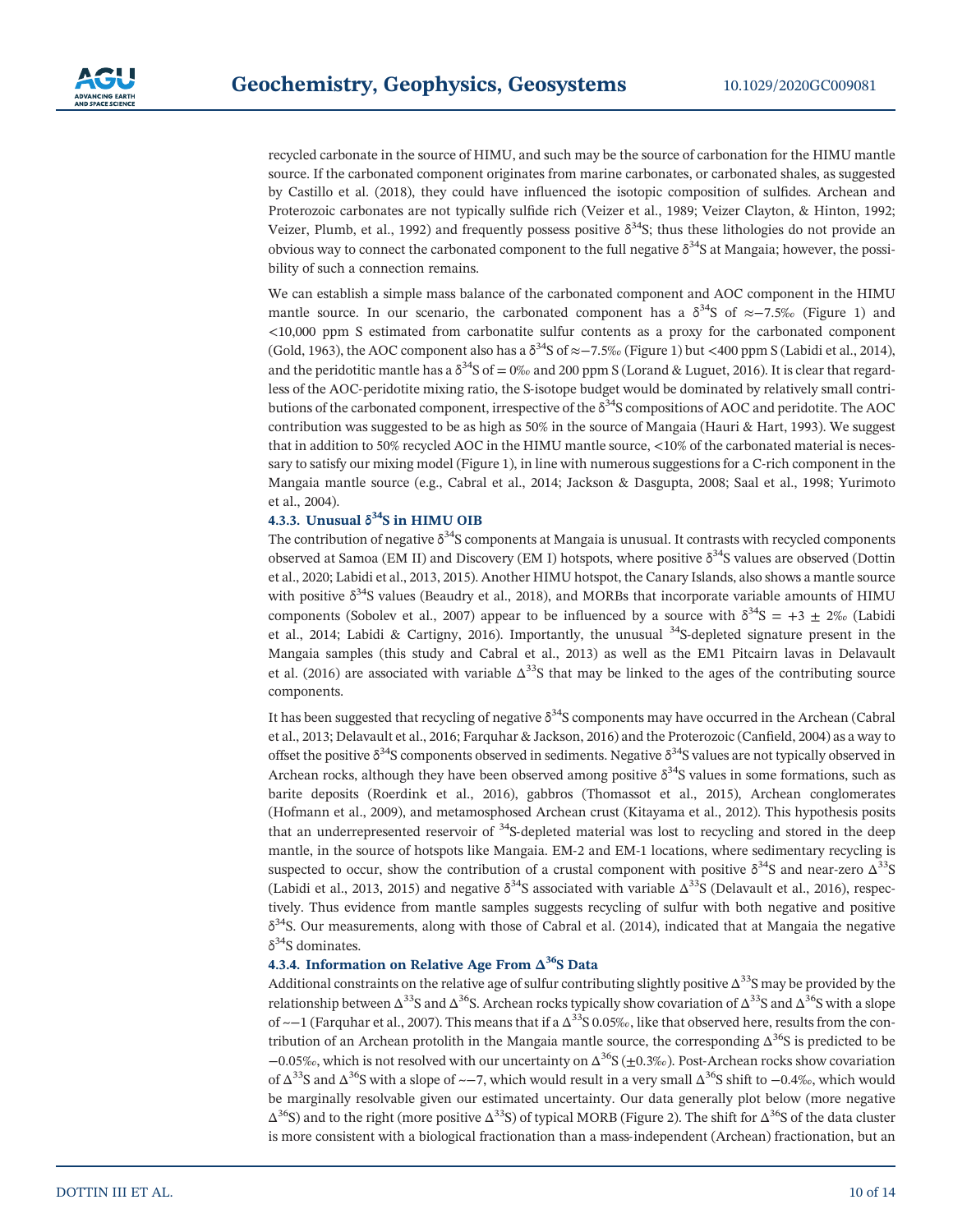recycled carbonate in the source of HIMU, and such may be the source of carbonation for the HIMU mantle source. If the carbonated component originates from marine carbonates, or carbonated shales, as suggested by Castillo et al. (2018), they could have influenced the isotopic composition of sulfides. Archean and Proterozoic carbonates are not typically sulfide rich (Veizer et al., 1989; Veizer Clayton, & Hinton, 1992; Veizer, Plumb, et al., 1992) and frequently possess positive $\delta^{34}$S; thus these lithologies do not provide an obvious way to connect the carbonated component to the full negative $\delta^{34}$S at Mangaia; however, the possibility of such a connection remains.

We can establish a simple mass balance of the carbonated component and AOC component in the HIMU mantle source. In our scenario, the carbonated component has a $\delta^{34}$S of $\approx -7.5$‰ (Figure 1) and <10,000 ppm S estimated from carbonatite sulfur contents as a proxy for the carbonated component (Gold, 1963), the AOC component also has a $\delta^{34}$S of $\approx -7.5$‰ (Figure 1) but <400 ppm S (Labidi et al., 2014), and the peridotitic mantle has a $\delta^{34}$S of = 0‰ and 200 ppm S (Lorand & Luguet, 2016). It is clear that regardless of the AOC-peridotite mixing ratio, the S-isotope budget would be dominated by relatively small contributions of the carbonated component, irrespective of the $\delta^{34}$S compositions of AOC and peridotite. The AOC contribution was suggested to be as high as 50% in the source of Mangaia (Hauri & Hart, 1993). We suggest that in addition to 50% recycled AOC in the HIMU mantle source, <10% of the carbonated material is necessary to satisfy our mixing model (Figure 1), in line with numerous suggestions for a C-rich component in the Mangaia mantle source (e.g., Cabral et al., 2014; Jackson & Dasgupta, 2008; Saal et al., 1998; Yurimoto et al., 2004).

#### 4.3.3. Unusual $\delta^{34}$S in HIMU OIB

The contribution of negative $\delta^{34}$S components at Mangaia is unusual. It contrasts with recycled components observed at Samoa (EM II) and Discovery (EM I) hotspots, where positive $\delta^{34}$S values are observed (Dottin et al., 2020; Labidi et al., 2013, 2015). Another HIMU hotspot, the Canary Islands, also shows a mantle source with positive $\delta^{34}$S values (Beaudry et al., 2018), and MORBs that incorporate variable amounts of HIMU components (Sobolev et al., 2007) appear to be influenced by a source with $\delta^{34}$S = +3 ± 2‰ (Labidi et al., 2014; Labidi & Cartigny, 2016). Importantly, the unusual $^{34}$S-depleted signature present in the Mangaia samples (this study and Cabral et al., 2013) as well as the EM1 Pitcairn lavas in Delavault et al. (2016) are associated with variable $\Delta^{33}$S that may be linked to the ages of the contributing source components.

It has been suggested that recycling of negative $\delta^{34}$S components may have occurred in the Archean (Cabral et al., 2013; Delavault et al., 2016; Farquhar & Jackson, 2016) and the Proterozoic (Canfield, 2004) as a way to offset the positive $\delta^{34}$S components observed in sediments. Negative $\delta^{34}$S values are not typically observed in Archean rocks, although they have been observed among positive $\delta^{34}$S values in some formations, such as barite deposits (Roerdink et al., 2016), gabbros (Thomassot et al., 2015), Archean conglomerates (Hofmann et al., 2009), and metamosphosed Archean crust (Kitayama et al., 2012). This hypothesis posits that an underrepresented reservoir of $^{34}$S-depleted material was lost to recycling and stored in the deep mantle, in the source of hotspots like Mangaia. EM-2 and EM-1 locations, where sedimentary recycling is suspected to occur, show the contribution of a crustal component with positive $\delta^{34}$S and near-zero $\Delta^{33}$S (Labidi et al., 2013, 2015) and negative $\delta^{34}$S associated with variable $\Delta^{33}$S (Delavault et al., 2016), respectively. Thus evidence from mantle samples suggests recycling of sulfur with both negative and positive $\delta^{34}$S. Our measurements, along with those of Cabral et al. (2014), indicated that at Mangaia the negative $\delta^{34}$S dominates.

#### 4.3.4. Information on Relative Age From $\Delta^{36}$S Data

Additional constraints on the relative age of sulfur contributing slightly positive $\Delta^{33}$S may be provided by the relationship between $\Delta^{33}$S and $\Delta^{36}$S. Archean rocks typically show covariation of $\Delta^{33}$S and $\Delta^{36}$S with a slope of ~−1 (Farquhar et al., 2007). This means that if a $\Delta^{33}$S 0.05‰, like that observed here, results from the contribution of an Archean protolith in the Mangaia mantle source, the corresponding $\Delta^{36}$S is predicted to be −0.05‰, which is not resolved with our uncertainty on $\Delta^{36}$S (±0.3‰). Post-Archean rocks show covariation of $\Delta^{33}$S and $\Delta^{36}$S with a slope of ~−7, which would result in a very small $\Delta^{36}$S shift to −0.4‰, which would be marginally resolvable given our estimated uncertainty. Our data generally plot below (more negative $\Delta^{36}$S) and to the right (more positive $\Delta^{33}$S) of typical MORB (Figure 2). The shift for $\Delta^{36}$S of the data cluster is more consistent with a biological fractionation than a mass-independent (Archean) fractionation, but an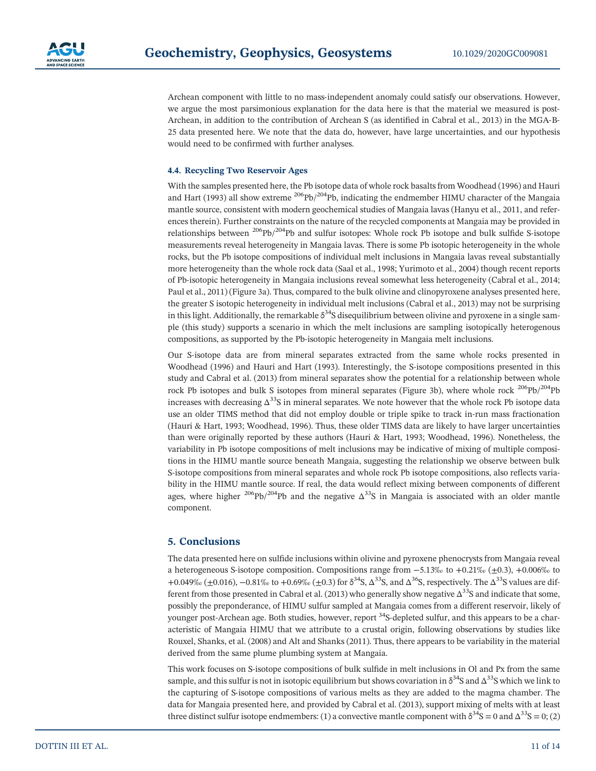Archean component with little to no mass-independent anomaly could satisfy our observations. However, we argue the most parsimonious explanation for the data here is that the material we measured is post-Archean, in addition to the contribution of Archean S (as identified in Cabral et al., 2013) in the MGA-B-25 data presented here. We note that the data do, however, have large uncertainties, and our hypothesis would need to be confirmed with further analyses.

### 4.4. Recycling Two Reservoir Ages

With the samples presented here, the Pb isotope data of whole rock basalts from Woodhead (1996) and Hauri and Hart (1993) all show extreme $^{206}Pb/^{204}Pb$, indicating the endmember HIMU character of the Mangaia mantle source, consistent with modern geochemical studies of Mangaia lavas (Hanyu et al., 2011, and references therein). Further constraints on the nature of the recycled components at Mangaia may be provided in relationships between $^{206}Pb/^{204}Pb$ and sulfur isotopes: Whole rock Pb isotope and bulk sulfide S-isotope measurements reveal heterogeneity in Mangaia lavas. There is some Pb isotopic heterogeneity in the whole rocks, but the Pb isotope compositions of individual melt inclusions in Mangaia lavas reveal substantially more heterogeneity than the whole rock data (Saal et al., 1998; Yurimoto et al., 2004) though recent reports of Pb-isotopic heterogeneity in Mangaia inclusions reveal somewhat less heterogeneity (Cabral et al., 2014; Paul et al., 2011) (Figure 3a). Thus, compared to the bulk olivine and clinopyroxene analyses presented here, the greater S isotopic heterogeneity in individual melt inclusions (Cabral et al., 2013) may not be surprising in this light. Additionally, the remarkable $\delta^{34}S$ disequilibrium between olivine and pyroxene in a single sample (this study) supports a scenario in which the melt inclusions are sampling isotopically heterogenous compositions, as supported by the Pb-isotopic heterogeneity in Mangaia melt inclusions.

Our S-isotope data are from mineral separates extracted from the same whole rocks presented in Woodhead (1996) and Hauri and Hart (1993). Interestingly, the S-isotope compositions presented in this study and Cabral et al. (2013) from mineral separates show the potential for a relationship between whole rock Pb isotopes and bulk S isotopes from mineral separates (Figure 3b), where whole rock $^{206}Pb/^{204}Pb$ increases with decreasing $\Delta^{33}S$ in mineral separates. We note however that the whole rock Pb isotope data use an older TIMS method that did not employ double or triple spike to track in-run mass fractionation (Hauri & Hart, 1993; Woodhead, 1996). Thus, these older TIMS data are likely to have larger uncertainties than were originally reported by these authors (Hauri & Hart, 1993; Woodhead, 1996). Nonetheless, the variability in Pb isotope compositions of melt inclusions may be indicative of mixing of multiple compositions in the HIMU mantle source beneath Mangaia, suggesting the relationship we observe between bulk S-isotope compositions from mineral separates and whole rock Pb isotope compositions, also reflects variability in the HIMU mantle source. If real, the data would reflect mixing between components of different ages, where higher $^{206}Pb/^{204}Pb$ and the negative $\Delta^{33}S$ in Mangaia is associated with an older mantle component.

## 5. Conclusions

The data presented here on sulfide inclusions within olivine and pyroxene phenocrysts from Mangaia reveal a heterogeneous S-isotope composition. Compositions range from −5.13‰ to +0.21‰ (±0.3), +0.006‰ to +0.049‰ (±0.016), −0.81‰ to +0.69‰ (±0.3) for $\delta^{34}S$, $\Delta^{33}S$, and $\Delta^{36}S$, respectively. The $\Delta^{33}S$ values are different from those presented in Cabral et al. (2013) who generally show negative $\Delta^{33}S$ and indicate that some, possibly the preponderance, of HIMU sulfur sampled at Mangaia comes from a different reservoir, likely of younger post-Archean age. Both studies, however, report $^{34}S$-depleted sulfur, and this appears to be a characteristic of Mangaia HIMU that we attribute to a crustal origin, following observations by studies like Rouxel, Shanks, et al. (2008) and Alt and Shanks (2011). Thus, there appears to be variability in the material derived from the same plume plumbing system at Mangaia.

This work focuses on S-isotope compositions of bulk sulfide in melt inclusions in Ol and Px from the same sample, and this sulfur is not in isotopic equilibrium but shows covariation in $\delta^{34}S$ and $\Delta^{33}S$ which we link to the capturing of S-isotope compositions of various melts as they are added to the magma chamber. The data for Mangaia presented here, and provided by Cabral et al. (2013), support mixing of melts with at least three distinct sulfur isotope endmembers: (1) a convective mantle component with $\delta^{34}S = 0$ and $\Delta^{33}S = 0$; (2)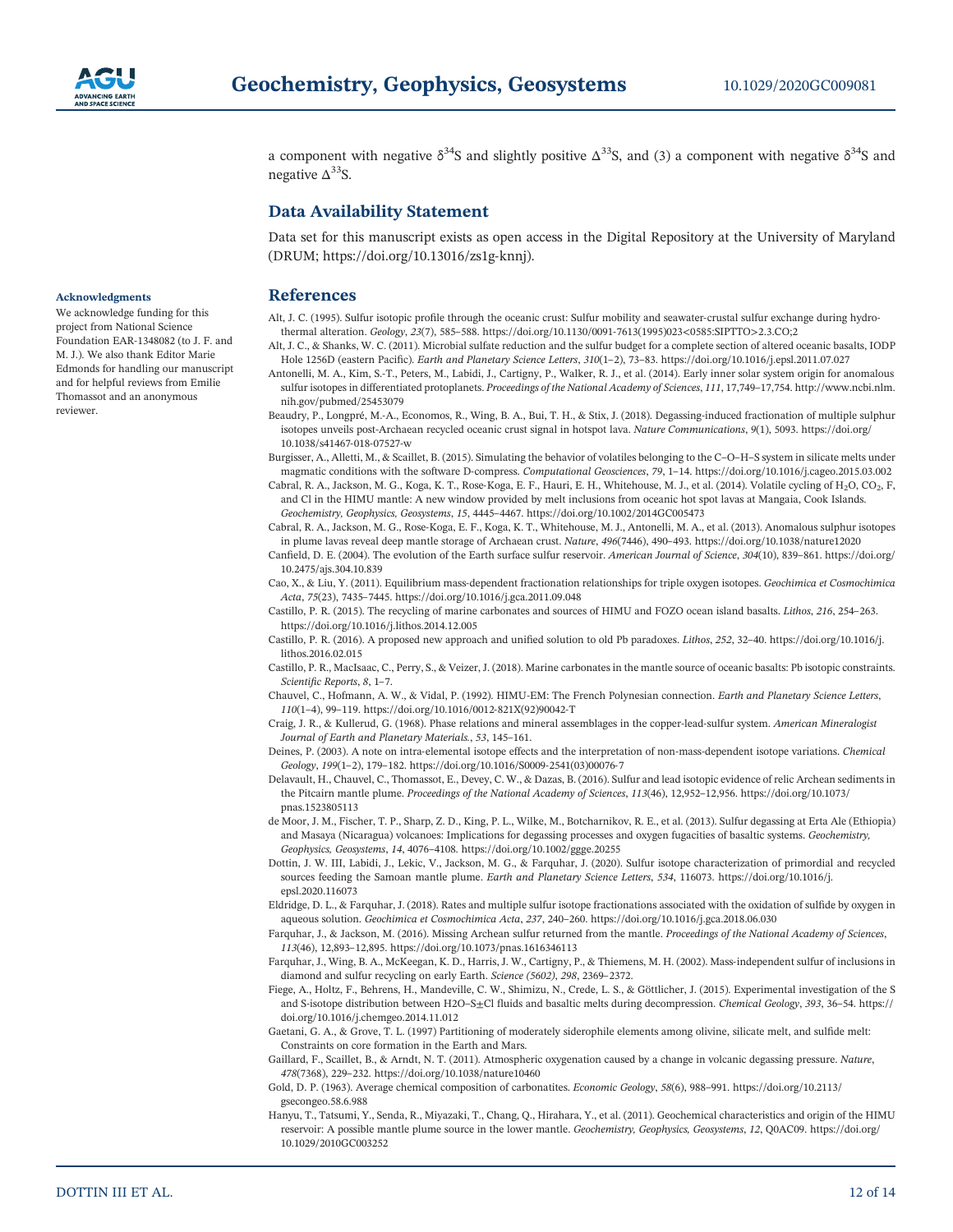a component with negative $\delta^{34}S$ and slightly positive $\Delta^{33}S$, and (3) a component with negative $\delta^{34}S$ and negative $\Delta^{33}S$.

## Data Availability Statement

Data set for this manuscript exists as open access in the Digital Repository at the University of Maryland (DRUM; https://doi.org/10.13016/zs1g-knnj).

## Acknowledgments

We acknowledge funding for this project from National Science Foundation EAR-1348082 (to J. F. and M. J.). We also thank Editor Marie Edmonds for handling our manuscript and for helpful reviews from Emilie Thomassot and an anonymous reviewer.

## References

Alt, J. C. (1995). Sulfur isotopic profile through the oceanic crust: Sulfur mobility and seawater-crustal sulfur exchange during hydrothermal alteration. *Geology*, *23*(7), 585–588. https://doi.org/10.1130/0091-7613(1995)023<0585:SIPTTO>2.3.CO;2

Alt, J. C., & Shanks, W. C. (2011). Microbial sulfate reduction and the sulfur budget for a complete section of altered oceanic basalts, IODP Hole 1256D (eastern Pacific). *Earth and Planetary Science Letters*, *310*(1–2), 73–83. https://doi.org/10.1016/j.epsl.2011.07.027

Antonelli, M. A., Kim, S.-T., Peters, M., Labidi, J., Cartigny, P., Walker, R. J., et al. (2014). Early inner solar system origin for anomalous sulfur isotopes in differentiated protoplanets. *Proceedings of the National Academy of Sciences*, *111*, 17,749–17,754. http://www.ncbi.nlm.nih.gov/pubmed/25453079

Beaudry, P., Longpré, M.-A., Economos, R., Wing, B. A., Bui, T. H., & Stix, J. (2018). Degassing-induced fractionation of multiple sulphur isotopes unveils post-Archaean recycled oceanic crust signal in hotspot lava. *Nature Communications*, *9*(1), 5093. https://doi.org/10.1038/s41467-018-07527-w

Burgisser, A., Alletti, M., & Scaillet, B. (2015). Simulating the behavior of volatiles belonging to the C–O–H–S system in silicate melts under magmatic conditions with the software D-compress. *Computational Geosciences*, *79*, 1–14. https://doi.org/10.1016/j.cageo.2015.03.002

Cabral, R. A., Jackson, M. G., Koga, K. T., Rose-Koga, E. F., Hauri, E. H., Whitehouse, M. J., et al. (2014). Volatile cycling of $H_2O$, $CO_2$, F, and Cl in the HIMU mantle: A new window provided by melt inclusions from oceanic hot spot lavas at Mangaia, Cook Islands. *Geochemistry, Geophysics, Geosystems*, *15*, 4445–4467. https://doi.org/10.1002/2014GC005473

Cabral, R. A., Jackson, M. G., Rose-Koga, E. F., Koga, K. T., Whitehouse, M. J., Antonelli, M. A., et al. (2013). Anomalous sulphur isotopes in plume lavas reveal deep mantle storage of Archaean crust. *Nature*, *496*(7446), 490–493. https://doi.org/10.1038/nature12020

Canfield, D. E. (2004). The evolution of the Earth surface sulfur reservoir. *American Journal of Science*, *304*(10), 839–861. https://doi.org/10.2475/ajs.304.10.839

Cao, X., & Liu, Y. (2011). Equilibrium mass-dependent fractionation relationships for triple oxygen isotopes. *Geochimica et Cosmochimica Acta*, *75*(23), 7435–7445. https://doi.org/10.1016/j.gca.2011.09.048

Castillo, P. R. (2015). The recycling of marine carbonates and sources of HIMU and FOZO ocean island basalts. *Lithos*, *216*, 254–263. https://doi.org/10.1016/j.lithos.2014.12.005

Castillo, P. R. (2016). A proposed new approach and unified solution to old Pb paradoxes. *Lithos*, *252*, 32–40. https://doi.org/10.1016/j.lithos.2016.02.015

Castillo, P. R., MacIsaac, C., Perry, S., & Veizer, J. (2018). Marine carbonates in the mantle source of oceanic basalts: Pb isotopic constraints. *Scientific Reports*, *8*, 1–7.

Chauvel, C., Hofmann, A. W., & Vidal, P. (1992). HIMU-EM: The French Polynesian connection. *Earth and Planetary Science Letters*, *110*(1–4), 99–119. https://doi.org/10.1016/0012-821X(92)90042-T

Craig, J. R., & Kullerud, G. (1968). Phase relations and mineral assemblages in the copper-lead-sulfur system. *American Mineralogist Journal of Earth and Planetary Materials.*, *53*, 145–161.

Deines, P. (2003). A note on intra-elemental isotope effects and the interpretation of non-mass-dependent isotope variations. *Chemical Geology*, *199*(1–2), 179–182. https://doi.org/10.1016/S0009-2541(03)00076-7

Delavault, H., Chauvel, C., Thomassot, E., Devey, C. W., & Dazas, B. (2016). Sulfur and lead isotopic evidence of relic Archean sediments in the Pitcairn mantle plume. *Proceedings of the National Academy of Sciences*, *113*(46), 12,952–12,956. https://doi.org/10.1073/pnas.1523805113

de Moor, J. M., Fischer, T. P., Sharp, Z. D., King, P. L., Wilke, M., Botcharnikov, R. E., et al. (2013). Sulfur degassing at Erta Ale (Ethiopia) and Masaya (Nicaragua) volcanoes: Implications for degassing processes and oxygen fugacities of basaltic systems. *Geochemistry, Geophysics, Geosystems*, *14*, 4076–4108. https://doi.org/10.1002/ggge.20255

Dottin, J. W. III, Labidi, J., Lekic, V., Jackson, M. G., & Farquhar, J. (2020). Sulfur isotope characterization of primordial and recycled sources feeding the Samoan mantle plume. *Earth and Planetary Science Letters*, *534*, 116073. https://doi.org/10.1016/j.epsl.2020.116073

Eldridge, D. L., & Farquhar, J. (2018). Rates and multiple sulfur isotope fractionations associated with the oxidation of sulfide by oxygen in aqueous solution. *Geochimica et Cosmochimica Acta*, *237*, 240–260. https://doi.org/10.1016/j.gca.2018.06.030

Farquhar, J., & Jackson, M. (2016). Missing Archean sulfur returned from the mantle. *Proceedings of the National Academy of Sciences*, *113*(46), 12,893–12,895. https://doi.org/10.1073/pnas.1616346113

Farquhar, J., Wing, B. A., McKeegan, K. D., Harris, J. W., Cartigny, P., & Thiemens, M. H. (2002). Mass-independent sulfur of inclusions in diamond and sulfur recycling on early Earth. *Science (5602)*, *298*, 2369–2372.

Fiege, A., Holtz, F., Behrens, H., Mandeville, C. W., Shimizu, N., Crede, L. S., & Göttlicher, J. (2015). Experimental investigation of the S and S-isotope distribution between H2O–S±Cl fluids and basaltic melts during decompression. *Chemical Geology*, *393*, 36–54. https://doi.org/10.1016/j.chemgeo.2014.11.012

Gaetani, G. A., & Grove, T. L. (1997) Partitioning of moderately siderophile elements among olivine, silicate melt, and sulfide melt: Constraints on core formation in the Earth and Mars.

Gaillard, F., Scaillet, B., & Arndt, N. T. (2011). Atmospheric oxygenation caused by a change in volcanic degassing pressure. *Nature*, *478*(7368), 229–232. https://doi.org/10.1038/nature10460

Gold, D. P. (1963). Average chemical composition of carbonatites. *Economic Geology*, *58*(6), 988–991. https://doi.org/10.2113/gsecongeo.58.6.988

Hanyu, T., Tatsumi, Y., Senda, R., Miyazaki, T., Chang, Q., Hirahara, Y., et al. (2011). Geochemical characteristics and origin of the HIMU reservoir: A possible mantle plume source in the lower mantle. *Geochemistry, Geophysics, Geosystems*, *12*, Q0AC09. https://doi.org/10.1029/2010GC003252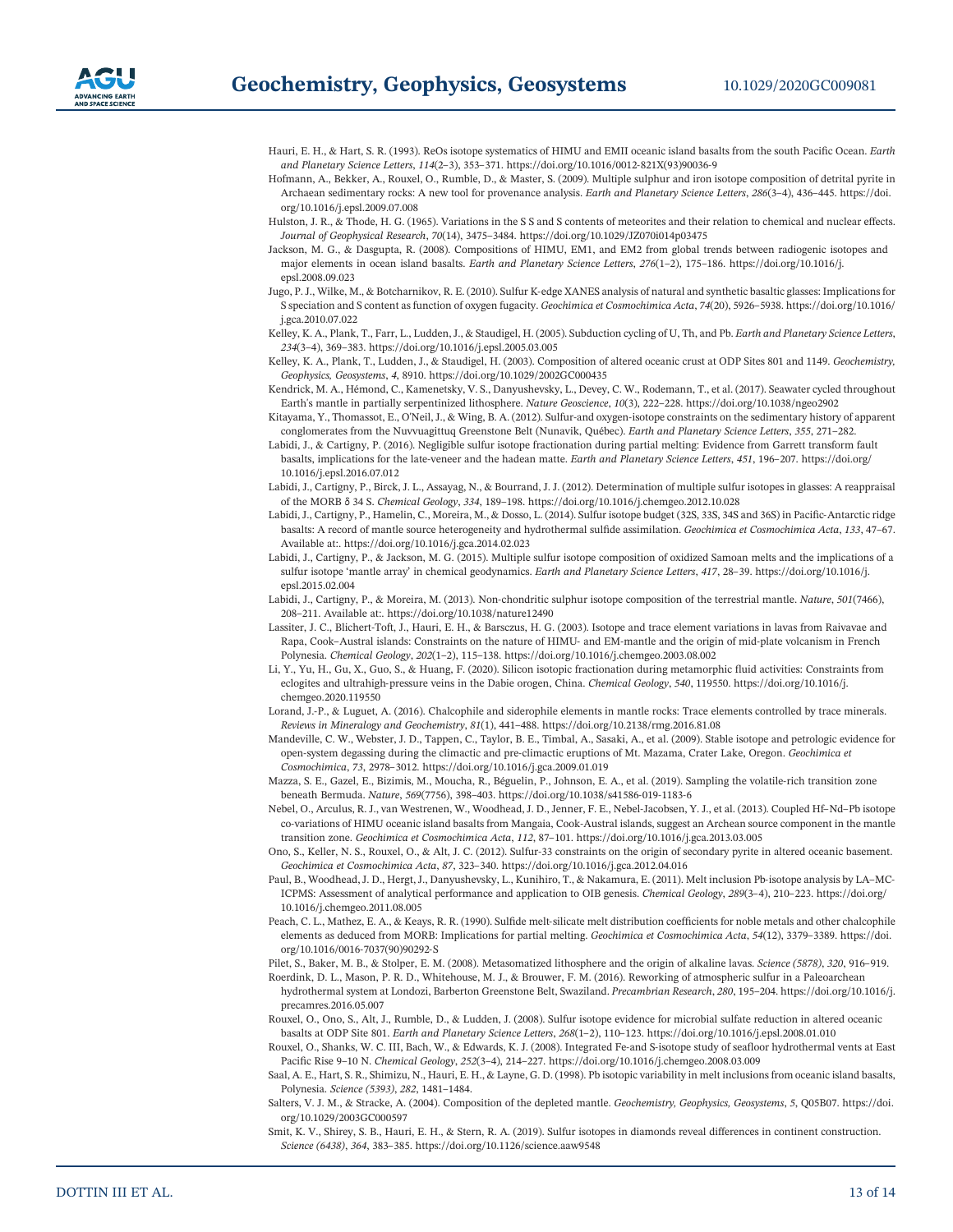Hauri, E. H., & Hart, S. R. (1993). ReOs isotope systematics of HIMU and EMII oceanic island basalts from the south Pacific Ocean. *Earth and Planetary Science Letters*, *114*(2–3), 353–371. https://doi.org/10.1016/0012-821X(93)90036-9

Hofmann, A., Bekker, A., Rouxel, O., Rumble, D., & Master, S. (2009). Multiple sulphur and iron isotope composition of detrital pyrite in Archaean sedimentary rocks: A new tool for provenance analysis. *Earth and Planetary Science Letters*, *286*(3–4), 436–445. https://doi.org/10.1016/j.epsl.2009.07.008

Hulston, J. R., & Thode, H. G. (1965). Variations in the S S and S contents of meteorites and their relation to chemical and nuclear effects. *Journal of Geophysical Research*, *70*(14), 3475–3484. https://doi.org/10.1029/JZ070i014p03475

Jackson, M. G., & Dasgupta, R. (2008). Compositions of HIMU, EM1, and EM2 from global trends between radiogenic isotopes and major elements in ocean island basalts. *Earth and Planetary Science Letters*, *276*(1–2), 175–186. https://doi.org/10.1016/j.epsl.2008.09.023

Jugo, P. J., Wilke, M., & Botcharnikov, R. E. (2010). Sulfur K-edge XANES analysis of natural and synthetic basaltic glasses: Implications for S speciation and S content as function of oxygen fugacity. *Geochimica et Cosmochimica Acta*, *74*(20), 5926–5938. https://doi.org/10.1016/j.gca.2010.07.022

Kelley, K. A., Plank, T., Farr, L., Ludden, J., & Staudigel, H. (2005). Subduction cycling of U, Th, and Pb. *Earth and Planetary Science Letters*, *234*(3–4), 369–383. https://doi.org/10.1016/j.epsl.2005.03.005

Kelley, K. A., Plank, T., Ludden, J., & Staudigel, H. (2003). Composition of altered oceanic crust at ODP Sites 801 and 1149. *Geochemistry, Geophysics, Geosystems*, *4*, 8910. https://doi.org/10.1029/2002GC000435

Kendrick, M. A., Hémond, C., Kamenetsky, V. S., Danyushevsky, L., Devey, C. W., Rodemann, T., et al. (2017). Seawater cycled throughout Earth's mantle in partially serpentinized lithosphere. *Nature Geoscience*, *10*(3), 222–228. https://doi.org/10.1038/ngeo2902

Kitayama, Y., Thomassot, E., O'Neil, J., & Wing, B. A. (2012). Sulfur-and oxygen-isotope constraints on the sedimentary history of apparent conglomerates from the Nuvvuagittuq Greenstone Belt (Nunavik, Québec). *Earth and Planetary Science Letters*, *355*, 271–282.

Labidi, J., & Cartigny, P. (2016). Negligible sulfur isotope fractionation during partial melting: Evidence from Garrett transform fault basalts, implications for the late-veneer and the hadean matte. *Earth and Planetary Science Letters*, *451*, 196–207. https://doi.org/10.1016/j.epsl.2016.07.012

Labidi, J., Cartigny, P., Birck, J. L., Assayag, N., & Bourrand, J. J. (2012). Determination of multiple sulfur isotopes in glasses: A reappraisal of the MORB δ 34 S. *Chemical Geology*, *334*, 189–198. https://doi.org/10.1016/j.chemgeo.2012.10.028

Labidi, J., Cartigny, P., Hamelin, C., Moreira, M., & Dosso, L. (2014). Sulfur isotope budget (32S, 33S, 34S and 36S) in Pacific-Antarctic ridge basalts: A record of mantle source heterogeneity and hydrothermal sulfide assimilation. *Geochimica et Cosmochimica Acta*, *133*, 47–67. Available at:. https://doi.org/10.1016/j.gca.2014.02.023

Labidi, J., Cartigny, P., & Jackson, M. G. (2015). Multiple sulfur isotope composition of oxidized Samoan melts and the implications of a sulfur isotope 'mantle array' in chemical geodynamics. *Earth and Planetary Science Letters*, *417*, 28–39. https://doi.org/10.1016/j.epsl.2015.02.004

Labidi, J., Cartigny, P., & Moreira, M. (2013). Non-chondritic sulphur isotope composition of the terrestrial mantle. *Nature*, *501*(7466), 208–211. Available at:. https://doi.org/10.1038/nature12490

Lassiter, J. C., Blichert-Toft, J., Hauri, E. H., & Barsczus, H. G. (2003). Isotope and trace element variations in lavas from Raivavae and Rapa, Cook–Austral islands: Constraints on the nature of HIMU- and EM-mantle and the origin of mid-plate volcanism in French Polynesia. *Chemical Geology*, *202*(1–2), 115–138. https://doi.org/10.1016/j.chemgeo.2003.08.002

Li, Y., Yu, H., Gu, X., Guo, S., & Huang, F. (2020). Silicon isotopic fractionation during metamorphic fluid activities: Constraints from eclogites and ultrahigh-pressure veins in the Dabie orogen, China. *Chemical Geology*, *540*, 119550. https://doi.org/10.1016/j.chemgeo.2020.119550

Lorand, J.-P., & Luguet, A. (2016). Chalcophile and siderophile elements in mantle rocks: Trace elements controlled by trace minerals. *Reviews in Mineralogy and Geochemistry*, *81*(1), 441–488. https://doi.org/10.2138/rmg.2016.81.08

Mandeville, C. W., Webster, J. D., Tappen, C., Taylor, B. E., Timbal, A., Sasaki, A., et al. (2009). Stable isotope and petrologic evidence for open-system degassing during the climactic and pre-climactic eruptions of Mt. Mazama, Crater Lake, Oregon. *Geochimica et Cosmochimica*, *73*, 2978–3012. https://doi.org/10.1016/j.gca.2009.01.019

Mazza, S. E., Gazel, E., Bizimis, M., Moucha, R., Béguelin, P., Johnson, E. A., et al. (2019). Sampling the volatile-rich transition zone beneath Bermuda. *Nature*, *569*(7756), 398–403. https://doi.org/10.1038/s41586-019-1183-6

Nebel, O., Arculus, R. J., van Westrenen, W., Woodhead, J. D., Jenner, F. E., Nebel-Jacobsen, Y. J., et al. (2013). Coupled Hf–Nd–Pb isotope co-variations of HIMU oceanic island basalts from Mangaia, Cook-Austral islands, suggest an Archean source component in the mantle transition zone. *Geochimica et Cosmochimica Acta*, *112*, 87–101. https://doi.org/10.1016/j.gca.2013.03.005

Ono, S., Keller, N. S., Rouxel, O., & Alt, J. C. (2012). Sulfur-33 constraints on the origin of secondary pyrite in altered oceanic basement. *Geochimica et Cosmochimica Acta*, *87*, 323–340. https://doi.org/10.1016/j.gca.2012.04.016

Paul, B., Woodhead, J. D., Hergt, J., Danyushevsky, L., Kunihiro, T., & Nakamura, E. (2011). Melt inclusion Pb-isotope analysis by LA–MC-ICPMS: Assessment of analytical performance and application to OIB genesis. *Chemical Geology*, *289*(3–4), 210–223. https://doi.org/10.1016/j.chemgeo.2011.08.005

Peach, C. L., Mathez, E. A., & Keays, R. R. (1990). Sulfide melt-silicate melt distribution coefficients for noble metals and other chalcophile elements as deduced from MORB: Implications for partial melting. *Geochimica et Cosmochimica Acta*, *54*(12), 3379–3389. https://doi.org/10.1016/0016-7037(90)90292-S

Pilet, S., Baker, M. B., & Stolper, E. M. (2008). Metasomatized lithosphere and the origin of alkaline lavas. *Science (5878)*, *320*, 916–919.

Roerdink, D. L., Mason, P. R. D., Whitehouse, M. J., & Brouwer, F. M. (2016). Reworking of atmospheric sulfur in a Paleoarchean hydrothermal system at Londozi, Barberton Greenstone Belt, Swaziland. *Precambrian Research*, *280*, 195–204. https://doi.org/10.1016/j.precamres.2016.05.007

Rouxel, O., Ono, S., Alt, J., Rumble, D., & Ludden, J. (2008). Sulfur isotope evidence for microbial sulfate reduction in altered oceanic basalts at ODP Site 801. *Earth and Planetary Science Letters*, *268*(1–2), 110–123. https://doi.org/10.1016/j.epsl.2008.01.010

Rouxel, O., Shanks, W. C. III, Bach, W., & Edwards, K. J. (2008). Integrated Fe-and S-isotope study of seafloor hydrothermal vents at East Pacific Rise 9–10 N. *Chemical Geology*, *252*(3–4), 214–227. https://doi.org/10.1016/j.chemgeo.2008.03.009

Saal, A. E., Hart, S. R., Shimizu, N., Hauri, E. H., & Layne, G. D. (1998). Pb isotopic variability in melt inclusions from oceanic island basalts, Polynesia. *Science (5393)*, *282*, 1481–1484.

Salters, V. J. M., & Stracke, A. (2004). Composition of the depleted mantle. *Geochemistry, Geophysics, Geosystems*, *5*, Q05B07. https://doi.org/10.1029/2003GC000597

Smit, K. V., Shirey, S. B., Hauri, E. H., & Stern, R. A. (2019). Sulfur isotopes in diamonds reveal differences in continent construction. *Science (6438)*, *364*, 383–385. https://doi.org/10.1126/science.aaw9548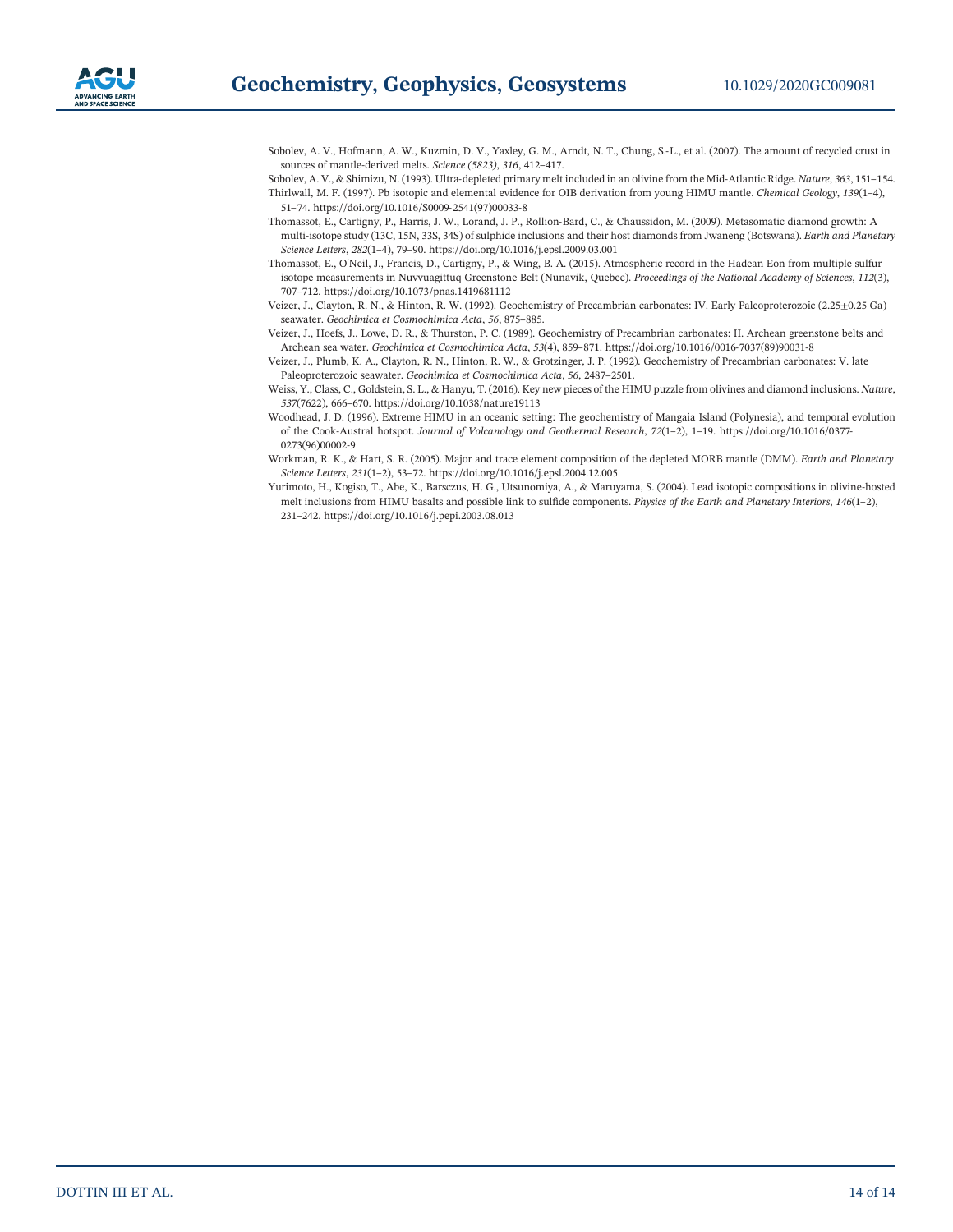Sobolev, A. V., Hofmann, A. W., Kuzmin, D. V., Yaxley, G. M., Arndt, N. T., Chung, S.-L., et al. (2007). The amount of recycled crust in sources of mantle-derived melts. *Science (5823)*, *316*, 412–417.

Sobolev, A. V., & Shimizu, N. (1993). Ultra-depleted primary melt included in an olivine from the Mid-Atlantic Ridge. *Nature*, *363*, 151–154.

Thirlwall, M. F. (1997). Pb isotopic and elemental evidence for OIB derivation from young HIMU mantle. *Chemical Geology*, *139*(1–4), 51–74. https://doi.org/10.1016/S0009-2541(97)00033-8

Thomassot, E., Cartigny, P., Harris, J. W., Lorand, J. P., Rollion-Bard, C., & Chaussidon, M. (2009). Metasomatic diamond growth: A multi-isotope study (13C, 15N, 33S, 34S) of sulphide inclusions and their host diamonds from Jwaneng (Botswana). *Earth and Planetary Science Letters*, *282*(1–4), 79–90. https://doi.org/10.1016/j.epsl.2009.03.001

Thomassot, E., O'Neil, J., Francis, D., Cartigny, P., & Wing, B. A. (2015). Atmospheric record in the Hadean Eon from multiple sulfur isotope measurements in Nuvvuagittuq Greenstone Belt (Nunavik, Quebec). *Proceedings of the National Academy of Sciences*, *112*(3), 707–712. https://doi.org/10.1073/pnas.1419681112

Veizer, J., Clayton, R. N., & Hinton, R. W. (1992). Geochemistry of Precambrian carbonates: IV. Early Paleoproterozoic (2.25±0.25 Ga) seawater. *Geochimica et Cosmochimica Acta*, *56*, 875–885.

Veizer, J., Hoefs, J., Lowe, D. R., & Thurston, P. C. (1989). Geochemistry of Precambrian carbonates: II. Archean greenstone belts and Archean sea water. *Geochimica et Cosmochimica Acta*, *53*(4), 859–871. https://doi.org/10.1016/0016-7037(89)90031-8

Veizer, J., Plumb, K. A., Clayton, R. N., Hinton, R. W., & Grotzinger, J. P. (1992). Geochemistry of Precambrian carbonates: V. late Paleoproterozoic seawater. *Geochimica et Cosmochimica Acta*, *56*, 2487–2501.

Weiss, Y., Class, C., Goldstein, S. L., & Hanyu, T. (2016). Key new pieces of the HIMU puzzle from olivines and diamond inclusions. *Nature*, *537*(7622), 666–670. https://doi.org/10.1038/nature19113

Woodhead, J. D. (1996). Extreme HIMU in an oceanic setting: The geochemistry of Mangaia Island (Polynesia), and temporal evolution of the Cook-Austral hotspot. *Journal of Volcanology and Geothermal Research*, *72*(1–2), 1–19. https://doi.org/10.1016/0377-0273(96)00002-9

Workman, R. K., & Hart, S. R. (2005). Major and trace element composition of the depleted MORB mantle (DMM). *Earth and Planetary Science Letters*, *231*(1–2), 53–72. https://doi.org/10.1016/j.epsl.2004.12.005

Yurimoto, H., Kogiso, T., Abe, K., Barsczus, H. G., Utsunomiya, A., & Maruyama, S. (2004). Lead isotopic compositions in olivine-hosted melt inclusions from HIMU basalts and possible link to sulfide components. *Physics of the Earth and Planetary Interiors*, *146*(1–2), 231–242. https://doi.org/10.1016/j.pepi.2003.08.013